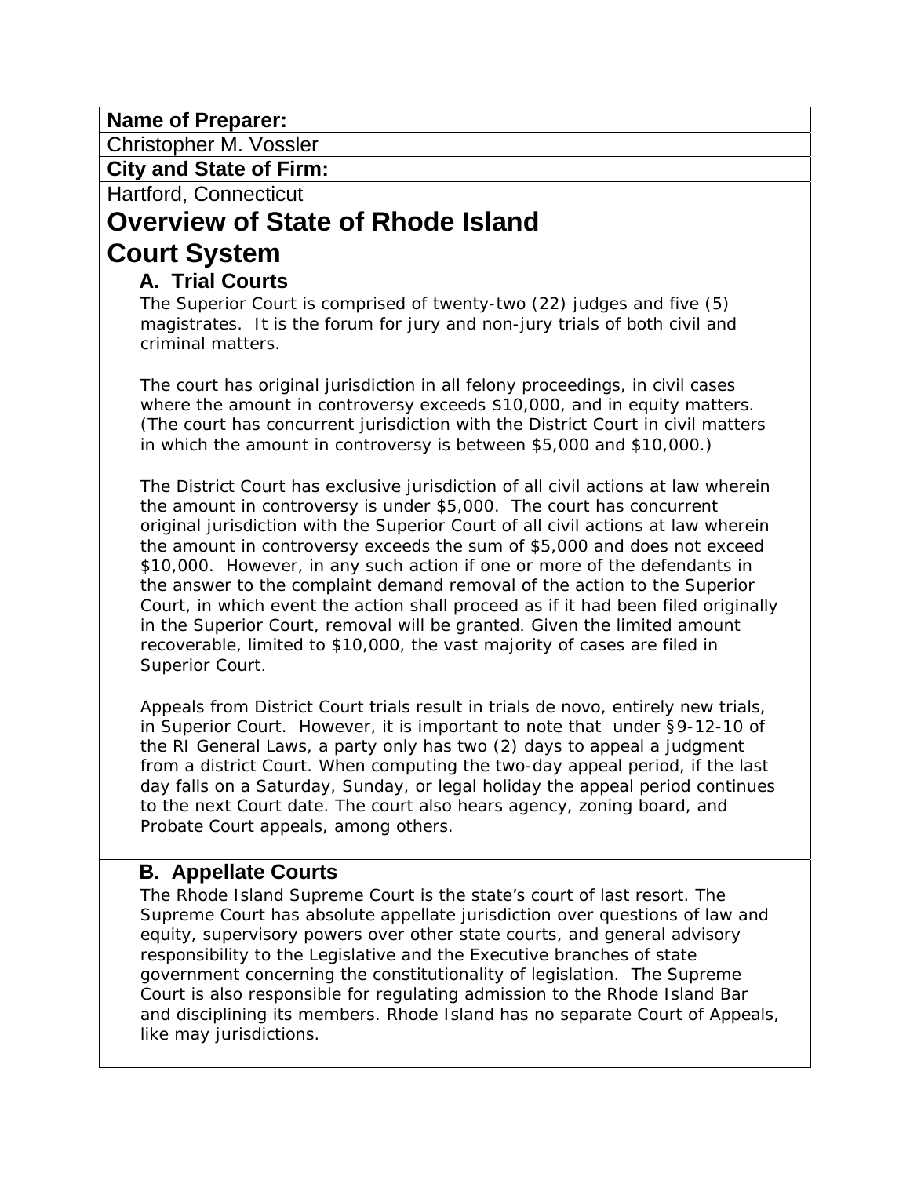**Name of Preparer:**

Christopher M. Vossler

**City and State of Firm:**

Hartford, Connecticut

# Overview of State of Rhode Island Court System

## A. Trial Courts

The Superior Court is comprised of twenty-two (22) judges and five (5) magistrates. It is the forum for jury and non-jury trials of both civil and criminal matters.

The court has original jurisdiction in all felony proceedings, in civil cases where the amount in controversy exceeds $10,000, and in equity matters. (The court has concurrent jurisdiction with the District Court in civil matters in which the amount in controversy is between $5,000 and $10,000.)

The District Court has exclusive jurisdiction of all civil actions at law wherein the amount in controversy is under $5,000. The court has concurrent original jurisdiction with the Superior Court of all civil actions at law wherein the amount in controversy exceeds the sum of $5,000 and does not exceed $10,000. However, in any such action if one or more of the defendants in the answer to the complaint demand removal of the action to the Superior Court, in which event the action shall proceed as if it had been filed originally in the Superior Court, removal will be granted. Given the limited amount recoverable, limited to $10,000, the vast majority of cases are filed in Superior Court.

Appeals from District Court trials result in trials de novo, entirely new trials, in Superior Court. However, it is important to note that under §9-12-10 of the RI General Laws, a party only has two (2) days to appeal a judgment from a district Court. When computing the two-day appeal period, if the last day falls on a Saturday, Sunday, or legal holiday the appeal period continues to the next Court date. The court also hears agency, zoning board, and Probate Court appeals, among others.

## B. Appellate Courts

The Rhode Island Supreme Court is the state's court of last resort. The Supreme Court has absolute appellate jurisdiction over questions of law and equity, supervisory powers over other state courts, and general advisory responsibility to the Legislative and the Executive branches of state government concerning the constitutionality of legislation. The Supreme Court is also responsible for regulating admission to the Rhode Island Bar and disciplining its members. Rhode Island has no separate Court of Appeals, like may jurisdictions.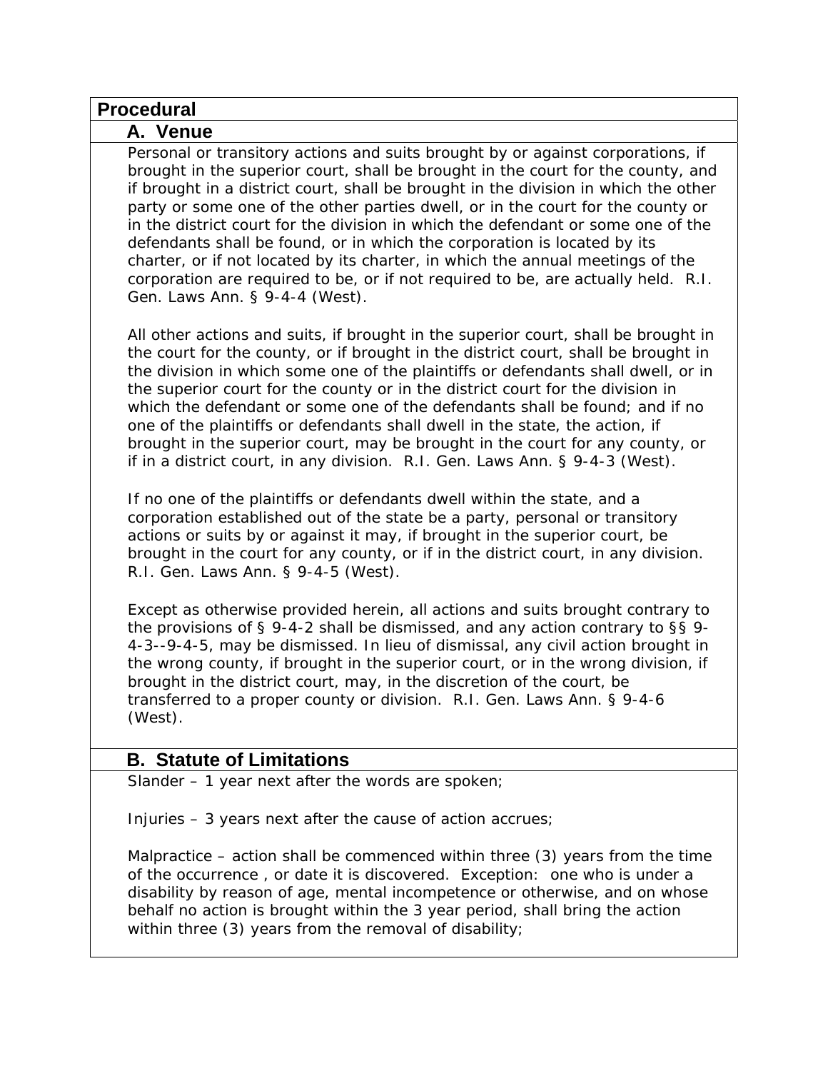## Procedural

### A. Venue

Personal or transitory actions and suits brought by or against corporations, if brought in the superior court, shall be brought in the court for the county, and if brought in a district court, shall be brought in the division in which the other party or some one of the other parties dwell, or in the court for the county or in the district court for the division in which the defendant or some one of the defendants shall be found, or in which the corporation is located by its charter, or if not located by its charter, in which the annual meetings of the corporation are required to be, or if not required to be, are actually held. R.I. Gen. Laws Ann. § 9-4-4 (West).

All other actions and suits, if brought in the superior court, shall be brought in the court for the county, or if brought in the district court, shall be brought in the division in which some one of the plaintiffs or defendants shall dwell, or in the superior court for the county or in the district court for the division in which the defendant or some one of the defendants shall be found; and if no one of the plaintiffs or defendants shall dwell in the state, the action, if brought in the superior court, may be brought in the court for any county, or if in a district court, in any division. R.I. Gen. Laws Ann. § 9-4-3 (West).

If no one of the plaintiffs or defendants dwell within the state, and a corporation established out of the state be a party, personal or transitory actions or suits by or against it may, if brought in the superior court, be brought in the court for any county, or if in the district court, in any division. R.I. Gen. Laws Ann. § 9-4-5 (West).

Except as otherwise provided herein, all actions and suits brought contrary to the provisions of § 9-4-2 shall be dismissed, and any action contrary to §§ 9-4-3--9-4-5, may be dismissed. In lieu of dismissal, any civil action brought in the wrong county, if brought in the superior court, or in the wrong division, if brought in the district court, may, in the discretion of the court, be transferred to a proper county or division. R.I. Gen. Laws Ann. § 9-4-6 (West).

### B. Statute of Limitations

Slander – 1 year next after the words are spoken;

Injuries – 3 years next after the cause of action accrues;

Malpractice – action shall be commenced within three (3) years from the time of the occurrence , or date it is discovered. Exception: one who is under a disability by reason of age, mental incompetence or otherwise, and on whose behalf no action is brought within the 3 year period, shall bring the action within three (3) years from the removal of disability;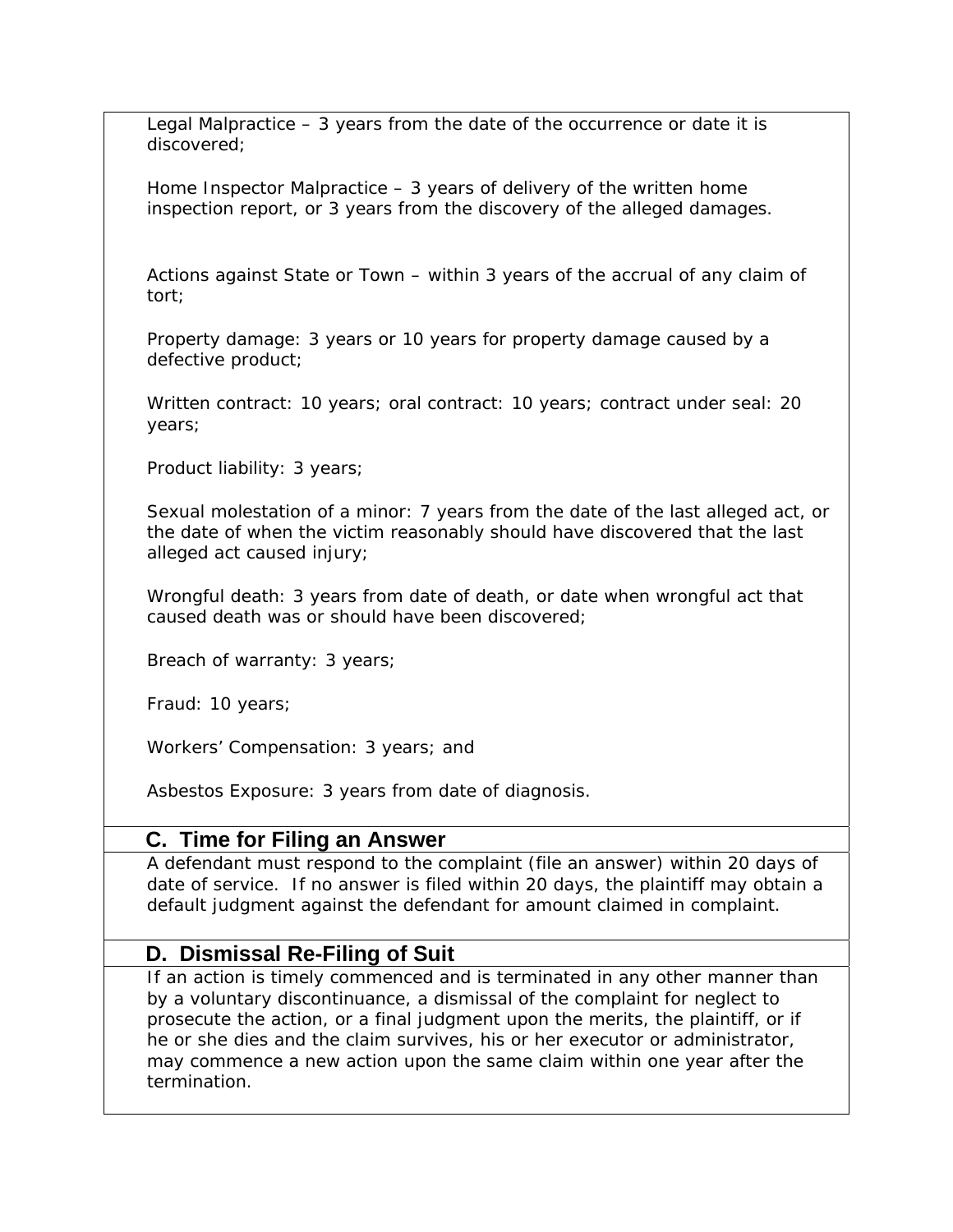Legal Malpractice – 3 years from the date of the occurrence or date it is discovered;

Home Inspector Malpractice – 3 years of delivery of the written home inspection report, or 3 years from the discovery of the alleged damages.

Actions against State or Town – within 3 years of the accrual of any claim of tort;

Property damage: 3 years or 10 years for property damage caused by a defective product;

Written contract: 10 years; oral contract: 10 years; contract under seal: 20 years;

Product liability: 3 years;

Sexual molestation of a minor: 7 years from the date of the last alleged act, or the date of when the victim reasonably should have discovered that the last alleged act caused injury;

Wrongful death: 3 years from date of death, or date when wrongful act that caused death was or should have been discovered;

Breach of warranty: 3 years;

Fraud: 10 years;

Workers' Compensation: 3 years; and

Asbestos Exposure: 3 years from date of diagnosis.

## C. Time for Filing an Answer

A defendant must respond to the complaint (file an answer) within 20 days of date of service. If no answer is filed within 20 days, the plaintiff may obtain a default judgment against the defendant for amount claimed in complaint.

## D. Dismissal Re-Filing of Suit

If an action is timely commenced and is terminated in any other manner than by a voluntary discontinuance, a dismissal of the complaint for neglect to prosecute the action, or a final judgment upon the merits, the plaintiff, or if he or she dies and the claim survives, his or her executor or administrator, may commence a new action upon the same claim within one year after the termination.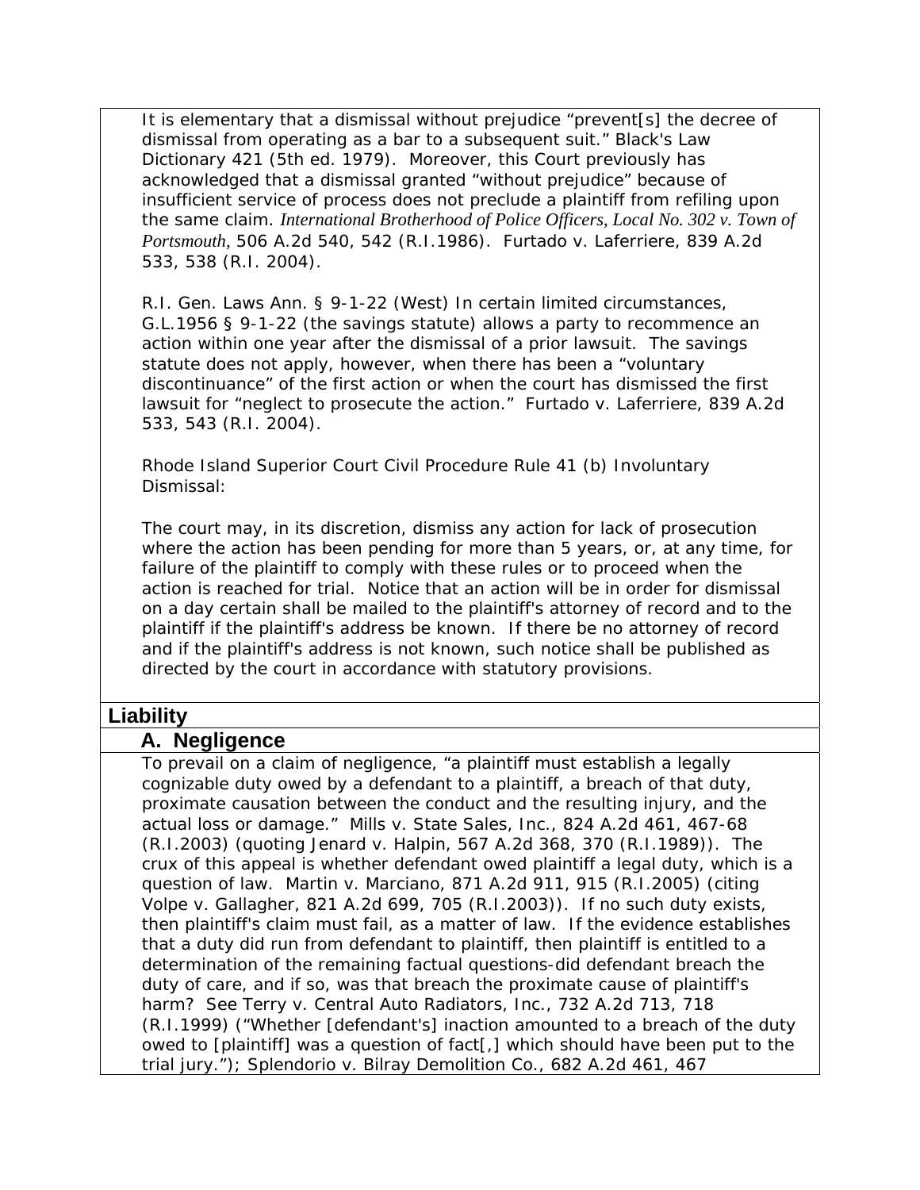It is elementary that a dismissal without prejudice "prevent[s] the decree of dismissal from operating as a bar to a subsequent suit." Black's Law Dictionary 421 (5th ed. 1979). Moreover, this Court previously has acknowledged that a dismissal granted "without prejudice" because of insufficient service of process does not preclude a plaintiff from refiling upon the same claim. *International Brotherhood of Police Officers, Local No. 302 v. Town of Portsmouth*, 506 A.2d 540, 542 (R.I.1986). Furtado v. Laferriere, 839 A.2d 533, 538 (R.I. 2004).

R.I. Gen. Laws Ann. § 9-1-22 (West) In certain limited circumstances, G.L.1956 § 9-1-22 (the savings statute) allows a party to recommence an action within one year after the dismissal of a prior lawsuit. The savings statute does not apply, however, when there has been a "voluntary discontinuance" of the first action or when the court has dismissed the first lawsuit for "neglect to prosecute the action." Furtado v. Laferriere, 839 A.2d 533, 543 (R.I. 2004).

Rhode Island Superior Court Civil Procedure Rule 41 (b) Involuntary Dismissal:

The court may, in its discretion, dismiss any action for lack of prosecution where the action has been pending for more than 5 years, or, at any time, for failure of the plaintiff to comply with these rules or to proceed when the action is reached for trial. Notice that an action will be in order for dismissal on a day certain shall be mailed to the plaintiff's attorney of record and to the plaintiff if the plaintiff's address be known. If there be no attorney of record and if the plaintiff's address is not known, such notice shall be published as directed by the court in accordance with statutory provisions.

## Liability

### A. Negligence

To prevail on a claim of negligence, "a plaintiff must establish a legally cognizable duty owed by a defendant to a plaintiff, a breach of that duty, proximate causation between the conduct and the resulting injury, and the actual loss or damage." Mills v. State Sales, Inc., 824 A.2d 461, 467-68 (R.I.2003) (quoting Jenard v. Halpin, 567 A.2d 368, 370 (R.I.1989)). The crux of this appeal is whether defendant owed plaintiff a legal duty, which is a question of law. Martin v. Marciano, 871 A.2d 911, 915 (R.I.2005) (citing Volpe v. Gallagher, 821 A.2d 699, 705 (R.I.2003)). If no such duty exists, then plaintiff's claim must fail, as a matter of law. If the evidence establishes that a duty did run from defendant to plaintiff, then plaintiff is entitled to a determination of the remaining factual questions-did defendant breach the duty of care, and if so, was that breach the proximate cause of plaintiff's harm? See Terry v. Central Auto Radiators, Inc., 732 A.2d 713, 718 (R.I.1999) ("Whether [defendant's] inaction amounted to a breach of the duty owed to [plaintiff] was a question of fact[,] which should have been put to the trial jury."); Splendorio v. Bilray Demolition Co., 682 A.2d 461, 467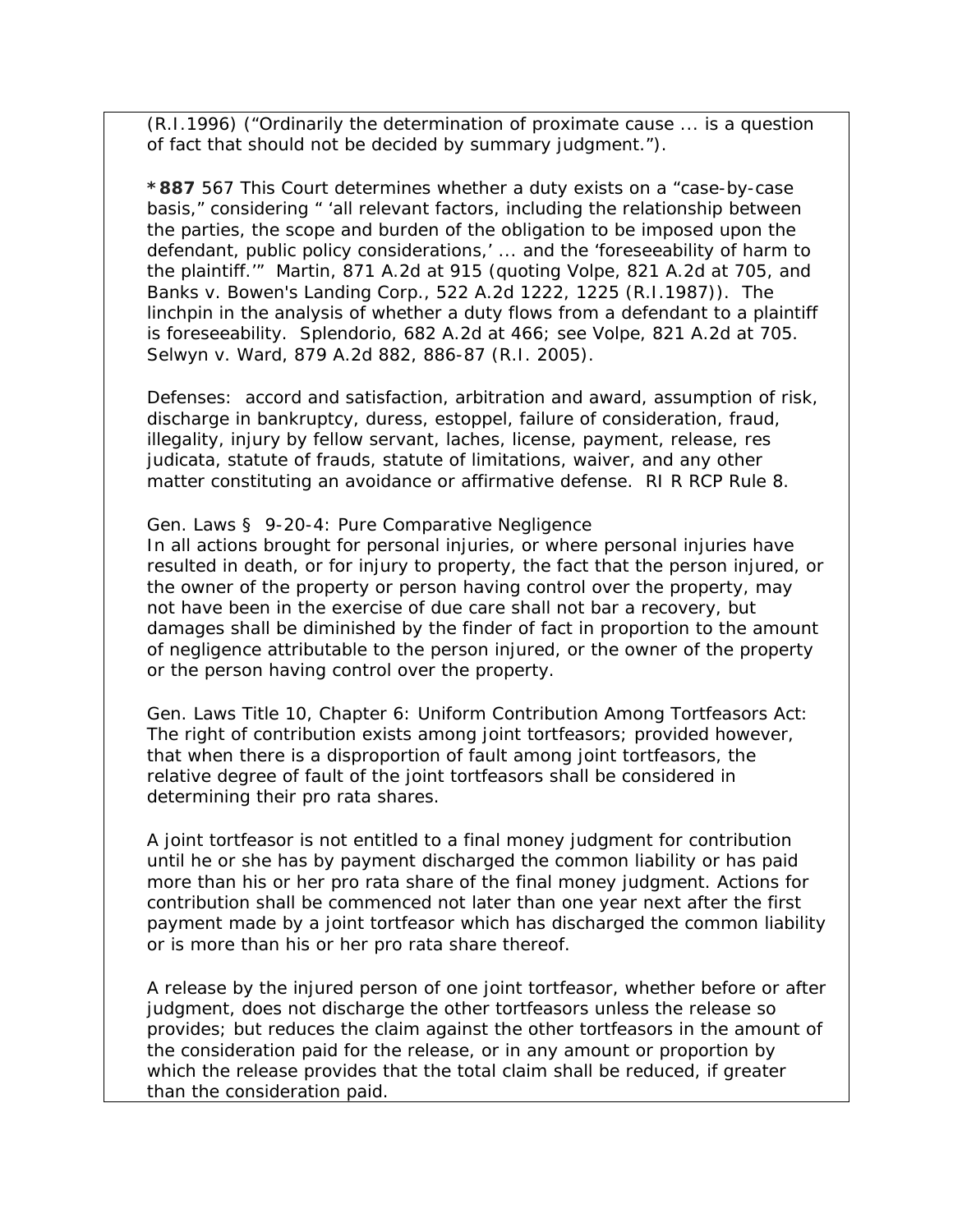(R.I.1996) ("Ordinarily the determination of proximate cause ... is a question of fact that should not be decided by summary judgment.").

***887** 567 This Court determines whether a duty exists on a "case-by-case basis," considering " 'all relevant factors, including the relationship between the parties, the scope and burden of the obligation to be imposed upon the defendant, public policy considerations,' ... and the 'foreseeability of harm to the plaintiff.'" Martin, 871 A.2d at 915 (quoting Volpe, 821 A.2d at 705, and Banks v. Bowen's Landing Corp., 522 A.2d 1222, 1225 (R.I.1987)). The linchpin in the analysis of whether a duty flows from a defendant to a plaintiff is foreseeability. Splendorio, 682 A.2d at 466; see Volpe, 821 A.2d at 705. Selwyn v. Ward, 879 A.2d 882, 886-87 (R.I. 2005).

Defenses: accord and satisfaction, arbitration and award, assumption of risk, discharge in bankruptcy, duress, estoppel, failure of consideration, fraud, illegality, injury by fellow servant, laches, license, payment, release, res judicata, statute of frauds, statute of limitations, waiver, and any other matter constituting an avoidance or affirmative defense. RI R RCP Rule 8.

Gen. Laws § 9-20-4: Pure Comparative Negligence
In all actions brought for personal injuries, or where personal injuries have resulted in death, or for injury to property, the fact that the person injured, or the owner of the property or person having control over the property, may not have been in the exercise of due care shall not bar a recovery, but damages shall be diminished by the finder of fact in proportion to the amount of negligence attributable to the person injured, or the owner of the property or the person having control over the property.

Gen. Laws Title 10, Chapter 6: Uniform Contribution Among Tortfeasors Act: The right of contribution exists among joint tortfeasors; provided however, that when there is a disproportion of fault among joint tortfeasors, the relative degree of fault of the joint tortfeasors shall be considered in determining their pro rata shares.

A joint tortfeasor is not entitled to a final money judgment for contribution until he or she has by payment discharged the common liability or has paid more than his or her pro rata share of the final money judgment. Actions for contribution shall be commenced not later than one year next after the first payment made by a joint tortfeasor which has discharged the common liability or is more than his or her pro rata share thereof.

A release by the injured person of one joint tortfeasor, whether before or after judgment, does not discharge the other tortfeasors unless the release so provides; but reduces the claim against the other tortfeasors in the amount of the consideration paid for the release, or in any amount or proportion by which the release provides that the total claim shall be reduced, if greater than the consideration paid.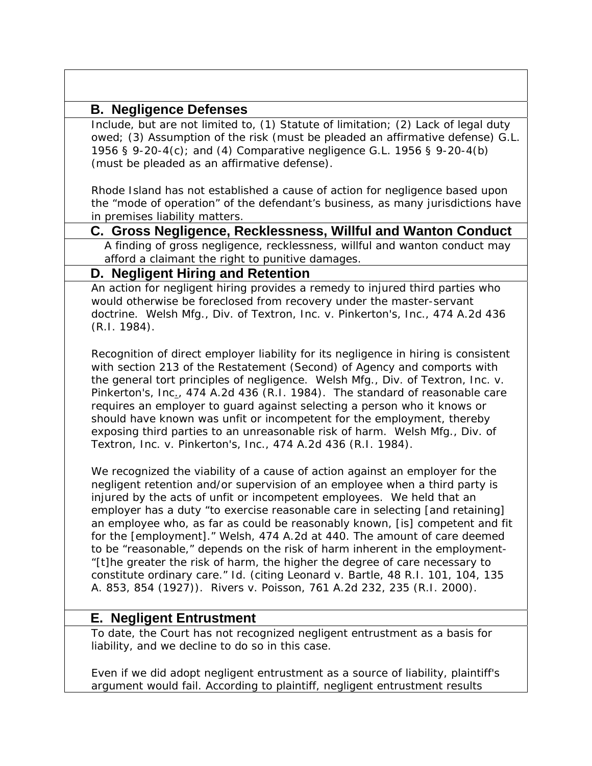### B. Negligence Defenses

Include, but are not limited to, (1) Statute of limitation; (2) Lack of legal duty owed; (3) Assumption of the risk (must be pleaded an affirmative defense) G.L. 1956 § 9-20-4(c); and (4) Comparative negligence G.L. 1956 § 9-20-4(b) (must be pleaded as an affirmative defense).

Rhode Island has not established a cause of action for negligence based upon the "mode of operation" of the defendant's business, as many jurisdictions have in premises liability matters.

### C. Gross Negligence, Recklessness, Willful and Wanton Conduct

A finding of gross negligence, recklessness, willful and wanton conduct may afford a claimant the right to punitive damages.

### D. Negligent Hiring and Retention

An action for negligent hiring provides a remedy to injured third parties who would otherwise be foreclosed from recovery under the master-servant doctrine. Welsh Mfg., Div. of Textron, Inc. v. Pinkerton's, Inc., 474 A.2d 436 (R.I. 1984).

Recognition of direct employer liability for its negligence in hiring is consistent with section 213 of the Restatement (Second) of Agency and comports with the general tort principles of negligence. Welsh Mfg., Div. of Textron, Inc. v. Pinkerton's, Inc., 474 A.2d 436 (R.I. 1984). The standard of reasonable care requires an employer to guard against selecting a person who it knows or should have known was unfit or incompetent for the employment, thereby exposing third parties to an unreasonable risk of harm. Welsh Mfg., Div. of Textron, Inc. v. Pinkerton's, Inc., 474 A.2d 436 (R.I. 1984).

We recognized the viability of a cause of action against an employer for the negligent retention and/or supervision of an employee when a third party is injured by the acts of unfit or incompetent employees. We held that an employer has a duty "to exercise reasonable care in selecting [and retaining] an employee who, as far as could be reasonably known, [is] competent and fit for the [employment]." Welsh, 474 A.2d at 440. The amount of care deemed to be "reasonable," depends on the risk of harm inherent in the employment- "[t]he greater the risk of harm, the higher the degree of care necessary to constitute ordinary care." Id. (citing Leonard v. Bartle, 48 R.I. 101, 104, 135 A. 853, 854 (1927)). Rivers v. Poisson, 761 A.2d 232, 235 (R.I. 2000).

### E. Negligent Entrustment

To date, the Court has not recognized negligent entrustment as a basis for liability, and we decline to do so in this case.

Even if we did adopt negligent entrustment as a source of liability, plaintiff's argument would fail. According to plaintiff, negligent entrustment results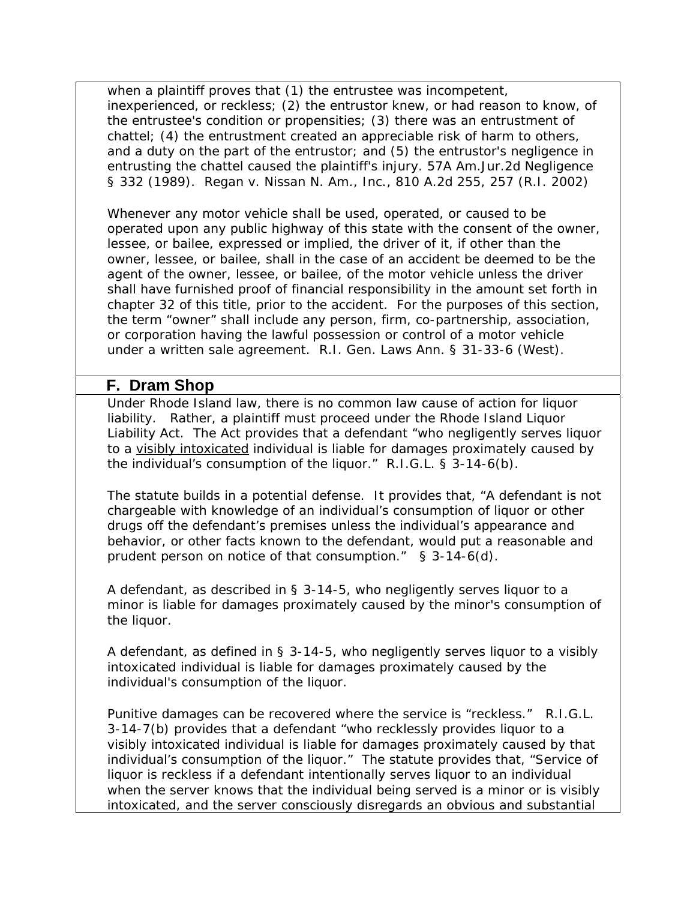when a plaintiff proves that (1) the entrustee was incompetent, inexperienced, or reckless; (2) the entrustor knew, or had reason to know, of the entrustee's condition or propensities; (3) there was an entrustment of chattel; (4) the entrustment created an appreciable risk of harm to others, and a duty on the part of the entrustor; and (5) the entrustor's negligence in entrusting the chattel caused the plaintiff's injury. 57A Am.Jur.2d Negligence § 332 (1989). Regan v. Nissan N. Am., Inc., 810 A.2d 255, 257 (R.I. 2002)

Whenever any motor vehicle shall be used, operated, or caused to be operated upon any public highway of this state with the consent of the owner, lessee, or bailee, expressed or implied, the driver of it, if other than the owner, lessee, or bailee, shall in the case of an accident be deemed to be the agent of the owner, lessee, or bailee, of the motor vehicle unless the driver shall have furnished proof of financial responsibility in the amount set forth in chapter 32 of this title, prior to the accident. For the purposes of this section, the term "owner" shall include any person, firm, co-partnership, association, or corporation having the lawful possession or control of a motor vehicle under a written sale agreement. R.I. Gen. Laws Ann. § 31-33-6 (West).

## F. Dram Shop

Under Rhode Island law, there is no common law cause of action for liquor liability. Rather, a plaintiff must proceed under the Rhode Island Liquor Liability Act. The Act provides that a defendant "who negligently serves liquor to a visibly intoxicated individual is liable for damages proximately caused by the individual's consumption of the liquor." R.I.G.L. § 3-14-6(b).

The statute builds in a potential defense. It provides that, "A defendant is not chargeable with knowledge of an individual's consumption of liquor or other drugs off the defendant's premises unless the individual's appearance and behavior, or other facts known to the defendant, would put a reasonable and prudent person on notice of that consumption." § 3-14-6(d).

A defendant, as described in § 3-14-5, who negligently serves liquor to a minor is liable for damages proximately caused by the minor's consumption of the liquor.

A defendant, as defined in § 3-14-5, who negligently serves liquor to a visibly intoxicated individual is liable for damages proximately caused by the individual's consumption of the liquor.

Punitive damages can be recovered where the service is "reckless." R.I.G.L. 3-14-7(b) provides that a defendant "who recklessly provides liquor to a visibly intoxicated individual is liable for damages proximately caused by that individual's consumption of the liquor." The statute provides that, "Service of liquor is reckless if a defendant intentionally serves liquor to an individual when the server knows that the individual being served is a minor or is visibly intoxicated, and the server consciously disregards an obvious and substantial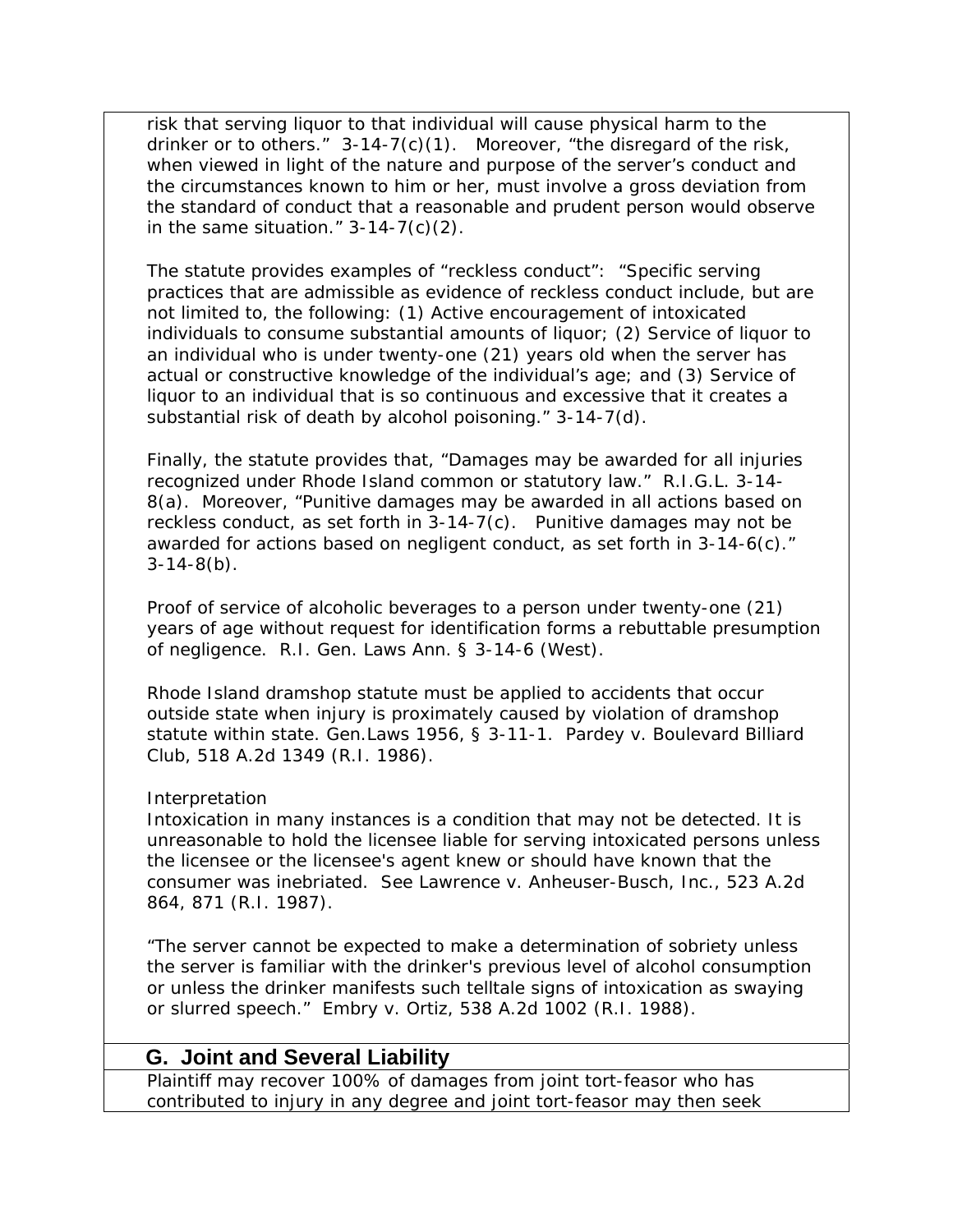risk that serving liquor to that individual will cause physical harm to the drinker or to others." 3-14-7(c)(1). Moreover, "the disregard of the risk, when viewed in light of the nature and purpose of the server's conduct and the circumstances known to him or her, must involve a gross deviation from the standard of conduct that a reasonable and prudent person would observe in the same situation." 3-14-7(c)(2).

The statute provides examples of "reckless conduct": "Specific serving practices that are admissible as evidence of reckless conduct include, but are not limited to, the following: (1) Active encouragement of intoxicated individuals to consume substantial amounts of liquor; (2) Service of liquor to an individual who is under twenty-one (21) years old when the server has actual or constructive knowledge of the individual's age; and (3) Service of liquor to an individual that is so continuous and excessive that it creates a substantial risk of death by alcohol poisoning." 3-14-7(d).

Finally, the statute provides that, "Damages may be awarded for all injuries recognized under Rhode Island common or statutory law." R.I.G.L. 3-14-8(a). Moreover, "Punitive damages may be awarded in all actions based on reckless conduct, as set forth in 3-14-7(c). Punitive damages may not be awarded for actions based on negligent conduct, as set forth in 3-14-6(c)." 3-14-8(b).

Proof of service of alcoholic beverages to a person under twenty-one (21) years of age without request for identification forms a rebuttable presumption of negligence. R.I. Gen. Laws Ann. § 3-14-6 (West).

Rhode Island dramshop statute must be applied to accidents that occur outside state when injury is proximately caused by violation of dramshop statute within state. Gen.Laws 1956, § 3-11-1. Pardey v. Boulevard Billiard Club, 518 A.2d 1349 (R.I. 1986).

Interpretation
Intoxication in many instances is a condition that may not be detected. It is unreasonable to hold the licensee liable for serving intoxicated persons unless the licensee or the licensee's agent knew or should have known that the consumer was inebriated. See Lawrence v. Anheuser-Busch, Inc., 523 A.2d 864, 871 (R.I. 1987).

"The server cannot be expected to make a determination of sobriety unless the server is familiar with the drinker's previous level of alcohol consumption or unless the drinker manifests such telltale signs of intoxication as swaying or slurred speech." Embry v. Ortiz, 538 A.2d 1002 (R.I. 1988).

## G. Joint and Several Liability

Plaintiff may recover 100% of damages from joint tort-feasor who has contributed to injury in any degree and joint tort-feasor may then seek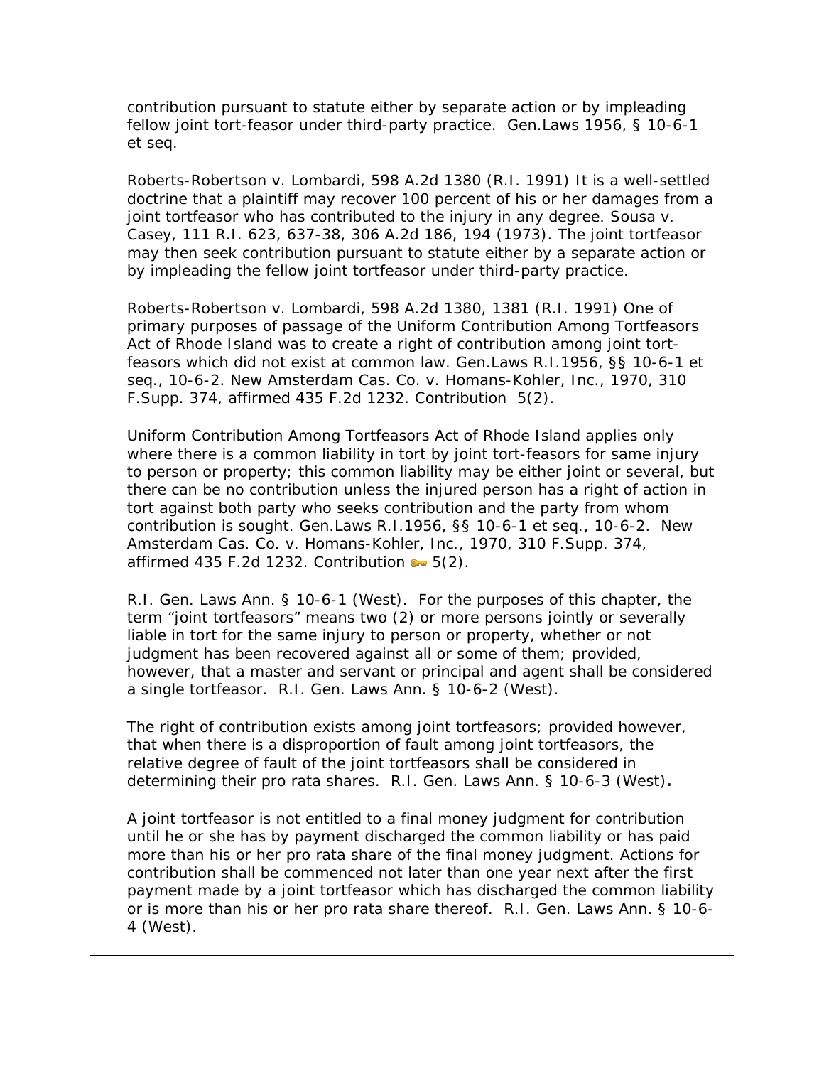contribution pursuant to statute either by separate action or by impleading fellow joint tort-feasor under third-party practice. Gen.Laws 1956, § 10-6-1 et seq.

Roberts-Robertson v. Lombardi, 598 A.2d 1380 (R.I. 1991) It is a well-settled doctrine that a plaintiff may recover 100 percent of his or her damages from a joint tortfeasor who has contributed to the injury in any degree. Sousa v. Casey, 111 R.I. 623, 637-38, 306 A.2d 186, 194 (1973). The joint tortfeasor may then seek contribution pursuant to statute either by a separate action or by impleading the fellow joint tortfeasor under third-party practice.

Roberts-Robertson v. Lombardi, 598 A.2d 1380, 1381 (R.I. 1991) One of primary purposes of passage of the Uniform Contribution Among Tortfeasors Act of Rhode Island was to create a right of contribution among joint tort-feasors which did not exist at common law. Gen.Laws R.I.1956, §§ 10-6-1 et seq., 10-6-2. New Amsterdam Cas. Co. v. Homans-Kohler, Inc., 1970, 310 F.Supp. 374, affirmed 435 F.2d 1232. Contribution 5(2).

Uniform Contribution Among Tortfeasors Act of Rhode Island applies only where there is a common liability in tort by joint tort-feasors for same injury to person or property; this common liability may be either joint or several, but there can be no contribution unless the injured person has a right of action in tort against both party who seeks contribution and the party from whom contribution is sought. Gen.Laws R.I.1956, §§ 10-6-1 et seq., 10-6-2. New Amsterdam Cas. Co. v. Homans-Kohler, Inc., 1970, 310 F.Supp. 374, affirmed 435 F.2d 1232. Contribution 5(2).

R.I. Gen. Laws Ann. § 10-6-1 (West). For the purposes of this chapter, the term "joint tortfeasors" means two (2) or more persons jointly or severally liable in tort for the same injury to person or property, whether or not judgment has been recovered against all or some of them; provided, however, that a master and servant or principal and agent shall be considered a single tortfeasor. R.I. Gen. Laws Ann. § 10-6-2 (West).

The right of contribution exists among joint tortfeasors; provided however, that when there is a disproportion of fault among joint tortfeasors, the relative degree of fault of the joint tortfeasors shall be considered in determining their pro rata shares. R.I. Gen. Laws Ann. § 10-6-3 (West)**.**

A joint tortfeasor is not entitled to a final money judgment for contribution until he or she has by payment discharged the common liability or has paid more than his or her pro rata share of the final money judgment. Actions for contribution shall be commenced not later than one year next after the first payment made by a joint tortfeasor which has discharged the common liability or is more than his or her pro rata share thereof. R.I. Gen. Laws Ann. § 10-6-4 (West).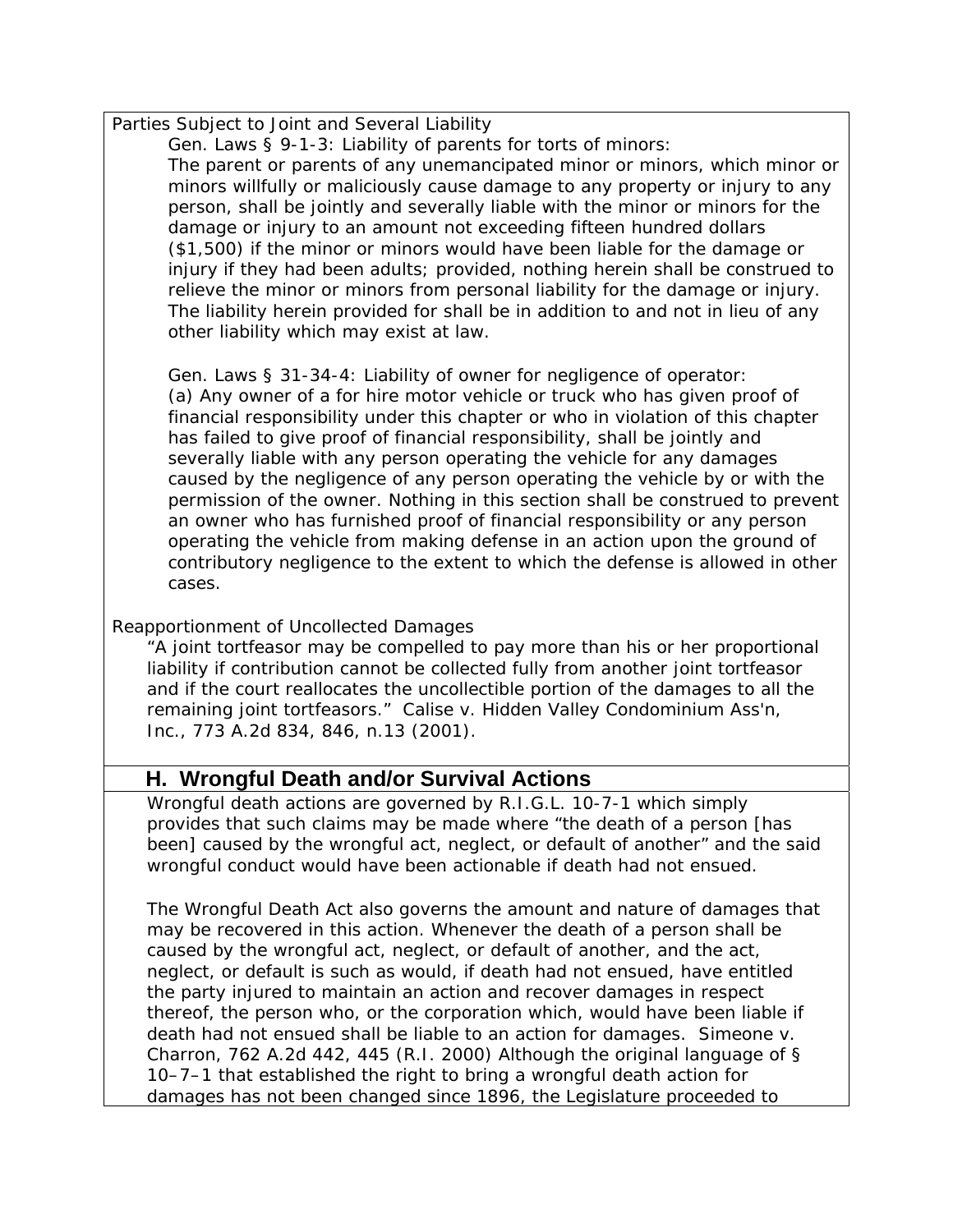Parties Subject to Joint and Several Liability

Gen. Laws § 9-1-3: Liability of parents for torts of minors:
The parent or parents of any unemancipated minor or minors, which minor or minors willfully or maliciously cause damage to any property or injury to any person, shall be jointly and severally liable with the minor or minors for the damage or injury to an amount not exceeding fifteen hundred dollars ($1,500) if the minor or minors would have been liable for the damage or injury if they had been adults; provided, nothing herein shall be construed to relieve the minor or minors from personal liability for the damage or injury. The liability herein provided for shall be in addition to and not in lieu of any other liability which may exist at law.

Gen. Laws § 31-34-4: Liability of owner for negligence of operator:
(a) Any owner of a for hire motor vehicle or truck who has given proof of financial responsibility under this chapter or who in violation of this chapter has failed to give proof of financial responsibility, shall be jointly and severally liable with any person operating the vehicle for any damages caused by the negligence of any person operating the vehicle by or with the permission of the owner. Nothing in this section shall be construed to prevent an owner who has furnished proof of financial responsibility or any person operating the vehicle from making defense in an action upon the ground of contributory negligence to the extent to which the defense is allowed in other cases.

Reapportionment of Uncollected Damages

"A joint tortfeasor may be compelled to pay more than his or her proportional liability if contribution cannot be collected fully from another joint tortfeasor and if the court reallocates the uncollectible portion of the damages to all the remaining joint tortfeasors." Calise v. Hidden Valley Condominium Ass'n, Inc., 773 A.2d 834, 846, n.13 (2001).

## H. Wrongful Death and/or Survival Actions

Wrongful death actions are governed by R.I.G.L. 10-7-1 which simply provides that such claims may be made where "the death of a person [has been] caused by the wrongful act, neglect, or default of another" and the said wrongful conduct would have been actionable if death had not ensued.

The Wrongful Death Act also governs the amount and nature of damages that may be recovered in this action. Whenever the death of a person shall be caused by the wrongful act, neglect, or default of another, and the act, neglect, or default is such as would, if death had not ensued, have entitled the party injured to maintain an action and recover damages in respect thereof, the person who, or the corporation which, would have been liable if death had not ensued shall be liable to an action for damages. Simeone v. Charron, 762 A.2d 442, 445 (R.I. 2000) Although the original language of § 10–7–1 that established the right to bring a wrongful death action for damages has not been changed since 1896, the Legislature proceeded to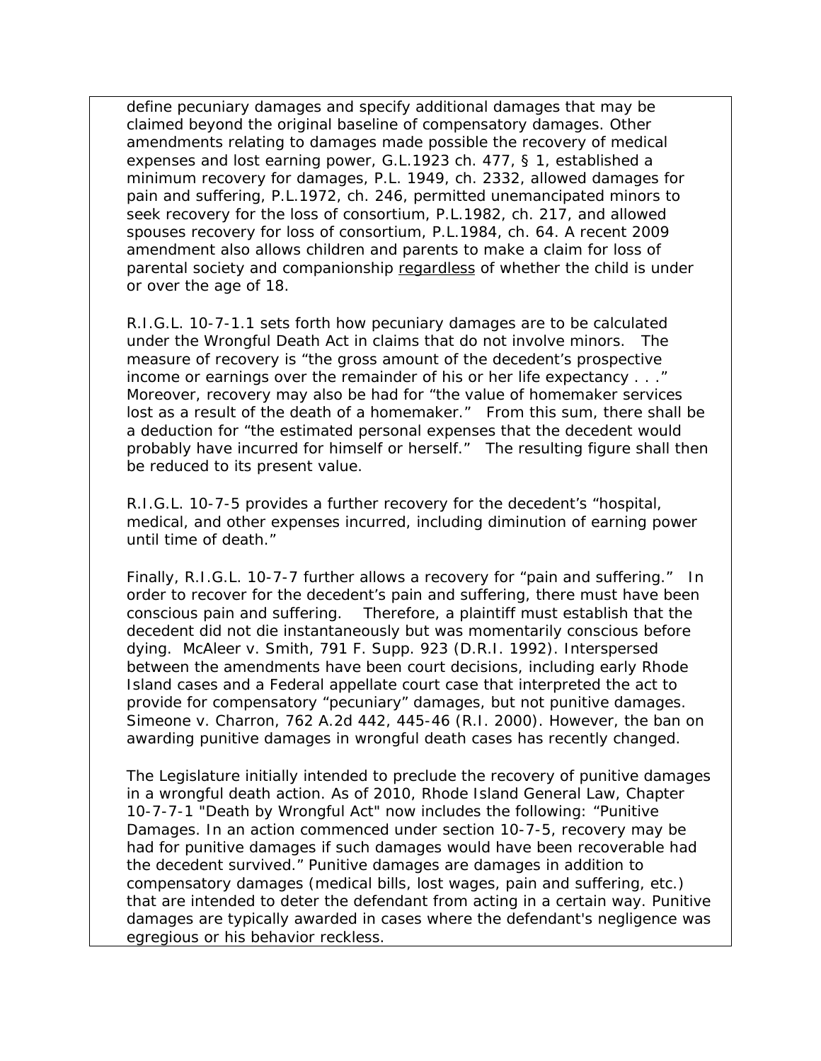define pecuniary damages and specify additional damages that may be claimed beyond the original baseline of compensatory damages. Other amendments relating to damages made possible the recovery of medical expenses and lost earning power, G.L.1923 ch. 477, § 1, established a minimum recovery for damages, P.L. 1949, ch. 2332, allowed damages for pain and suffering, P.L.1972, ch. 246, permitted unemancipated minors to seek recovery for the loss of consortium, P.L.1982, ch. 217, and allowed spouses recovery for loss of consortium, P.L.1984, ch. 64. A recent 2009 amendment also allows children and parents to make a claim for loss of parental society and companionship <u>regardless</u> of whether the child is under or over the age of 18.

R.I.G.L. 10-7-1.1 sets forth how pecuniary damages are to be calculated under the Wrongful Death Act in claims that do not involve minors. The measure of recovery is "the gross amount of the decedent's prospective income or earnings over the remainder of his or her life expectancy . . ." Moreover, recovery may also be had for "the value of homemaker services lost as a result of the death of a homemaker." From this sum, there shall be a deduction for "the estimated personal expenses that the decedent would probably have incurred for himself or herself." The resulting figure shall then be reduced to its present value.

R.I.G.L. 10-7-5 provides a further recovery for the decedent's "hospital, medical, and other expenses incurred, including diminution of earning power until time of death."

Finally, R.I.G.L. 10-7-7 further allows a recovery for "pain and suffering." In order to recover for the decedent's pain and suffering, there must have been conscious pain and suffering. Therefore, a plaintiff must establish that the decedent did not die instantaneously but was momentarily conscious before dying. McAleer v. Smith, 791 F. Supp. 923 (D.R.I. 1992). Interspersed between the amendments have been court decisions, including early Rhode Island cases and a Federal appellate court case that interpreted the act to provide for compensatory "pecuniary" damages, but not punitive damages. Simeone v. Charron, 762 A.2d 442, 445-46 (R.I. 2000). However, the ban on awarding punitive damages in wrongful death cases has recently changed.

The Legislature initially intended to preclude the recovery of punitive damages in a wrongful death action. As of 2010, Rhode Island General Law, Chapter 10-7-7-1 "Death by Wrongful Act" now includes the following: "Punitive Damages. In an action commenced under section 10-7-5, recovery may be had for punitive damages if such damages would have been recoverable had the decedent survived." Punitive damages are damages in addition to compensatory damages (medical bills, lost wages, pain and suffering, etc.) that are intended to deter the defendant from acting in a certain way. Punitive damages are typically awarded in cases where the defendant's negligence was egregious or his behavior reckless.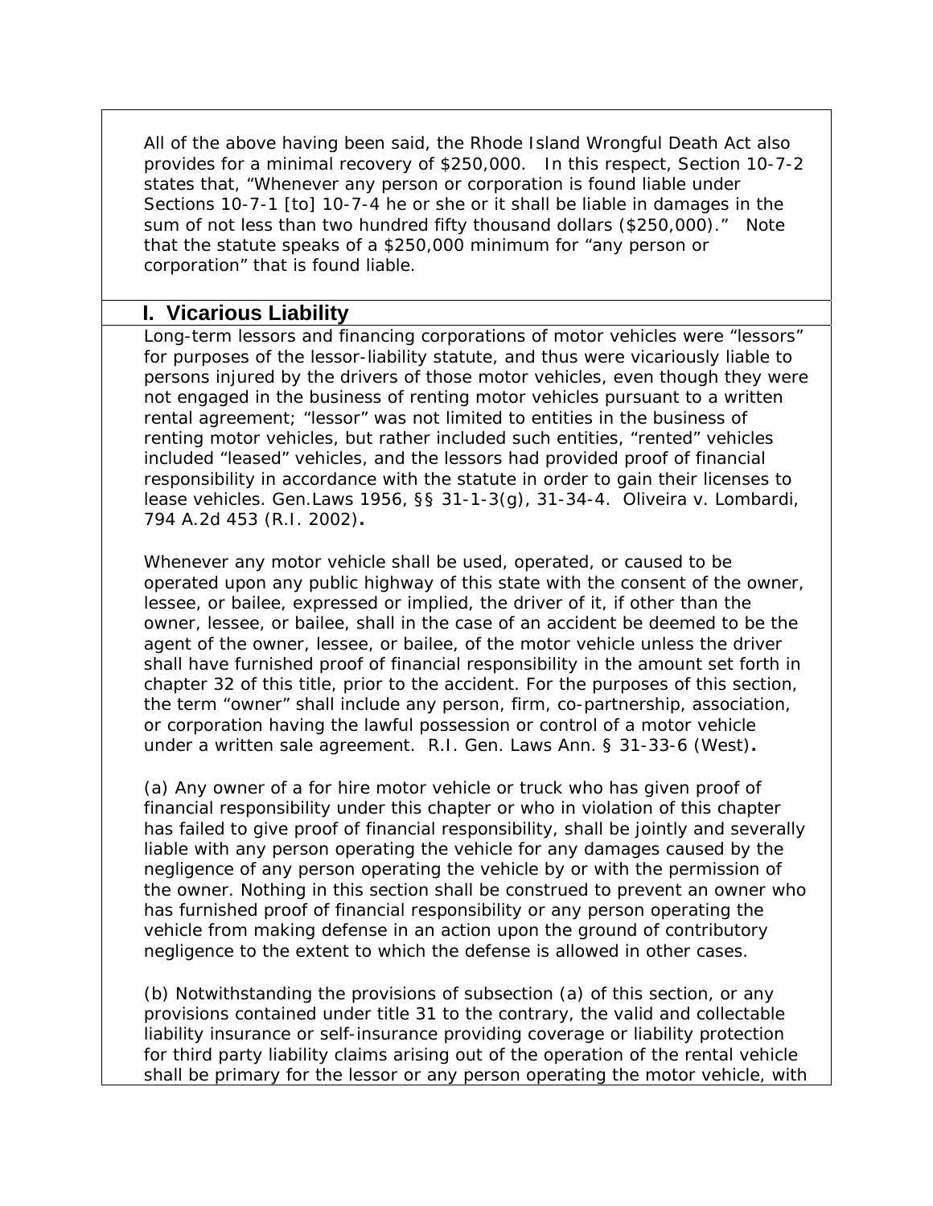All of the above having been said, the Rhode Island Wrongful Death Act also provides for a minimal recovery of $250,000. In this respect, Section 10-7-2 states that, "Whenever any person or corporation is found liable under Sections 10-7-1 [to] 10-7-4 he or she or it shall be liable in damages in the sum of not less than two hundred fifty thousand dollars ($250,000)." Note that the statute speaks of a $250,000 minimum for "any person or corporation" that is found liable.

## I. Vicarious Liability

Long-term lessors and financing corporations of motor vehicles were "lessors" for purposes of the lessor-liability statute, and thus were vicariously liable to persons injured by the drivers of those motor vehicles, even though they were not engaged in the business of renting motor vehicles pursuant to a written rental agreement; "lessor" was not limited to entities in the business of renting motor vehicles, but rather included such entities, "rented" vehicles included "leased" vehicles, and the lessors had provided proof of financial responsibility in accordance with the statute in order to gain their licenses to lease vehicles. Gen.Laws 1956, §§ 31-1-3(g), 31-34-4. Oliveira v. Lombardi, 794 A.2d 453 (R.I. 2002)**.**

Whenever any motor vehicle shall be used, operated, or caused to be operated upon any public highway of this state with the consent of the owner, lessee, or bailee, expressed or implied, the driver of it, if other than the owner, lessee, or bailee, shall in the case of an accident be deemed to be the agent of the owner, lessee, or bailee, of the motor vehicle unless the driver shall have furnished proof of financial responsibility in the amount set forth in chapter 32 of this title, prior to the accident. For the purposes of this section, the term "owner" shall include any person, firm, co-partnership, association, or corporation having the lawful possession or control of a motor vehicle under a written sale agreement. R.I. Gen. Laws Ann. § 31-33-6 (West)**.**

(a) Any owner of a for hire motor vehicle or truck who has given proof of financial responsibility under this chapter or who in violation of this chapter has failed to give proof of financial responsibility, shall be jointly and severally liable with any person operating the vehicle for any damages caused by the negligence of any person operating the vehicle by or with the permission of the owner. Nothing in this section shall be construed to prevent an owner who has furnished proof of financial responsibility or any person operating the vehicle from making defense in an action upon the ground of contributory negligence to the extent to which the defense is allowed in other cases.

(b) Notwithstanding the provisions of subsection (a) of this section, or any provisions contained under title 31 to the contrary, the valid and collectable liability insurance or self-insurance providing coverage or liability protection for third party liability claims arising out of the operation of the rental vehicle shall be primary for the lessor or any person operating the motor vehicle, with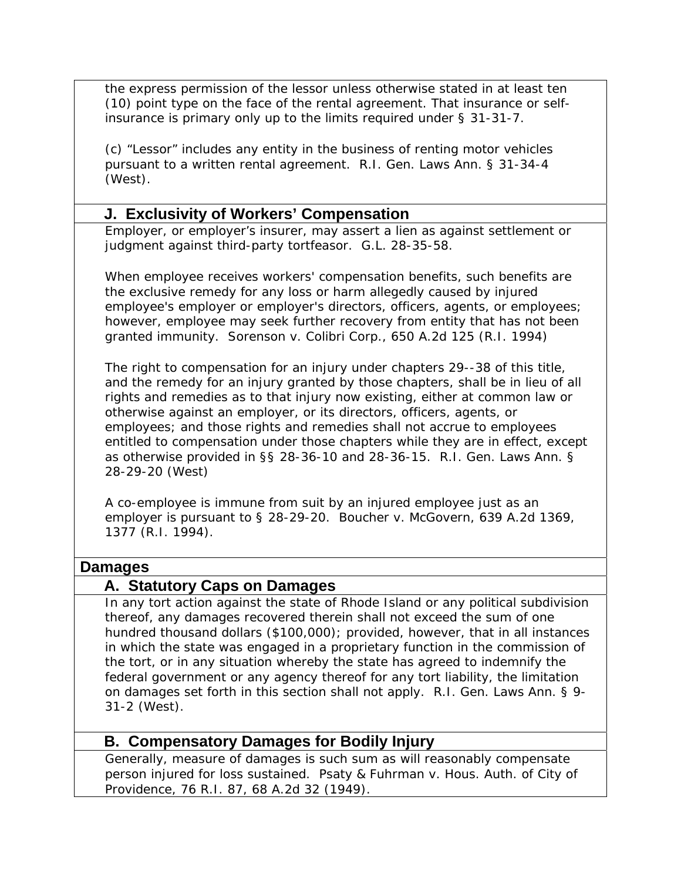the express permission of the lessor unless otherwise stated in at least ten (10) point type on the face of the rental agreement. That insurance or self-insurance is primary only up to the limits required under § 31-31-7.

(c) “Lessor” includes any entity in the business of renting motor vehicles pursuant to a written rental agreement. R.I. Gen. Laws Ann. § 31-34-4 (West).

### J. Exclusivity of Workers’ Compensation

Employer, or employer’s insurer, may assert a lien as against settlement or judgment against third-party tortfeasor. G.L. 28-35-58.

When employee receives workers' compensation benefits, such benefits are the exclusive remedy for any loss or harm allegedly caused by injured employee's employer or employer's directors, officers, agents, or employees; however, employee may seek further recovery from entity that has not been granted immunity. Sorenson v. Colibri Corp., 650 A.2d 125 (R.I. 1994)

The right to compensation for an injury under chapters 29--38 of this title, and the remedy for an injury granted by those chapters, shall be in lieu of all rights and remedies as to that injury now existing, either at common law or otherwise against an employer, or its directors, officers, agents, or employees; and those rights and remedies shall not accrue to employees entitled to compensation under those chapters while they are in effect, except as otherwise provided in §§ 28-36-10 and 28-36-15. R.I. Gen. Laws Ann. § 28-29-20 (West)

A co-employee is immune from suit by an injured employee just as an employer is pursuant to § 28-29-20. Boucher v. McGovern, 639 A.2d 1369, 1377 (R.I. 1994).

## Damages

### A. Statutory Caps on Damages

In any tort action against the state of Rhode Island or any political subdivision thereof, any damages recovered therein shall not exceed the sum of one hundred thousand dollars ($100,000); provided, however, that in all instances in which the state was engaged in a proprietary function in the commission of the tort, or in any situation whereby the state has agreed to indemnify the federal government or any agency thereof for any tort liability, the limitation on damages set forth in this section shall not apply. R.I. Gen. Laws Ann. § 9-31-2 (West).

### B. Compensatory Damages for Bodily Injury

Generally, measure of damages is such sum as will reasonably compensate person injured for loss sustained. Psaty & Fuhrman v. Hous. Auth. of City of Providence, 76 R.I. 87, 68 A.2d 32 (1949).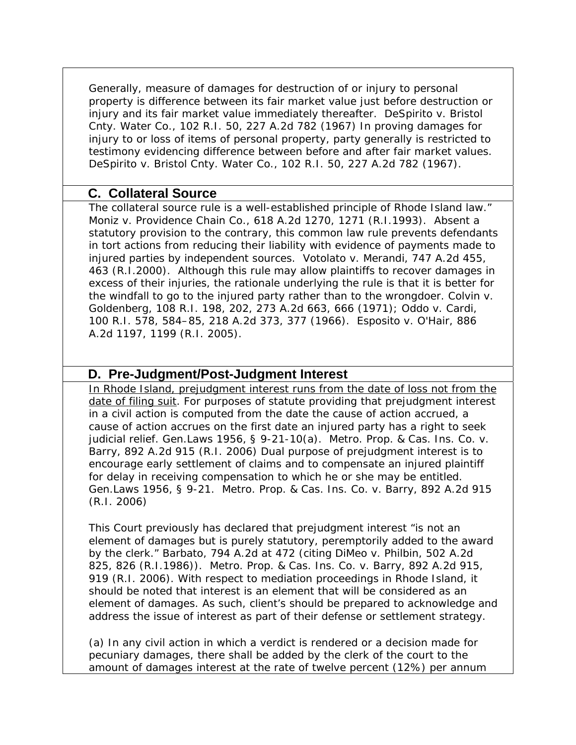Generally, measure of damages for destruction of or injury to personal property is difference between its fair market value just before destruction or injury and its fair market value immediately thereafter. DeSpirito v. Bristol Cnty. Water Co., 102 R.I. 50, 227 A.2d 782 (1967) In proving damages for injury to or loss of items of personal property, party generally is restricted to testimony evidencing difference between before and after fair market values. DeSpirito v. Bristol Cnty. Water Co., 102 R.I. 50, 227 A.2d 782 (1967).

### C. Collateral Source

The collateral source rule is a well-established principle of Rhode Island law." Moniz v. Providence Chain Co., 618 A.2d 1270, 1271 (R.I.1993). Absent a statutory provision to the contrary, this common law rule prevents defendants in tort actions from reducing their liability with evidence of payments made to injured parties by independent sources. Votolato v. Merandi, 747 A.2d 455, 463 (R.I.2000). Although this rule may allow plaintiffs to recover damages in excess of their injuries, the rationale underlying the rule is that it is better for the windfall to go to the injured party rather than to the wrongdoer. Colvin v. Goldenberg, 108 R.I. 198, 202, 273 A.2d 663, 666 (1971); Oddo v. Cardi, 100 R.I. 578, 584–85, 218 A.2d 373, 377 (1966). Esposito v. O'Hair, 886 A.2d 1197, 1199 (R.I. 2005).

### D. Pre-Judgment/Post-Judgment Interest

<u>In Rhode Island, prejudgment interest runs from the date of loss not from the date of filing suit</u>. For purposes of statute providing that prejudgment interest in a civil action is computed from the date the cause of action accrued, a cause of action accrues on the first date an injured party has a right to seek judicial relief. Gen.Laws 1956, § 9-21-10(a). Metro. Prop. & Cas. Ins. Co. v. Barry, 892 A.2d 915 (R.I. 2006) Dual purpose of prejudgment interest is to encourage early settlement of claims and to compensate an injured plaintiff for delay in receiving compensation to which he or she may be entitled. Gen.Laws 1956, § 9-21. Metro. Prop. & Cas. Ins. Co. v. Barry, 892 A.2d 915 (R.I. 2006)

This Court previously has declared that prejudgment interest "is not an element of damages but is purely statutory, peremptorily added to the award by the clerk." Barbato, 794 A.2d at 472 (citing DiMeo v. Philbin, 502 A.2d 825, 826 (R.I.1986)). Metro. Prop. & Cas. Ins. Co. v. Barry, 892 A.2d 915, 919 (R.I. 2006). With respect to mediation proceedings in Rhode Island, it should be noted that interest is an element that will be considered as an element of damages. As such, client's should be prepared to acknowledge and address the issue of interest as part of their defense or settlement strategy.

(a) In any civil action in which a verdict is rendered or a decision made for pecuniary damages, there shall be added by the clerk of the court to the amount of damages interest at the rate of twelve percent (12%) per annum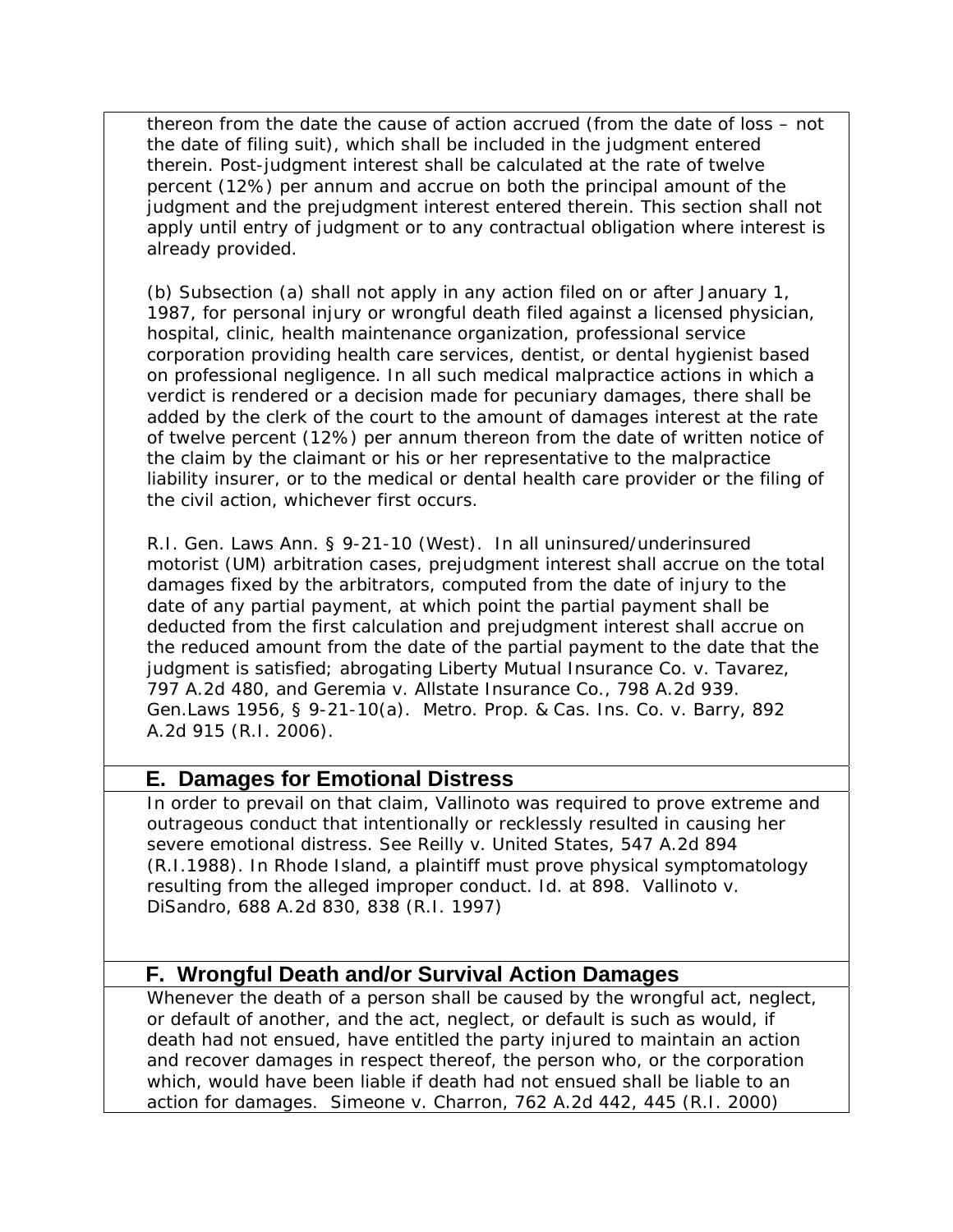thereon from the date the cause of action accrued (from the date of loss – not the date of filing suit), which shall be included in the judgment entered therein. Post-judgment interest shall be calculated at the rate of twelve percent (12%) per annum and accrue on both the principal amount of the judgment and the prejudgment interest entered therein. This section shall not apply until entry of judgment or to any contractual obligation where interest is already provided.

(b) Subsection (a) shall not apply in any action filed on or after January 1, 1987, for personal injury or wrongful death filed against a licensed physician, hospital, clinic, health maintenance organization, professional service corporation providing health care services, dentist, or dental hygienist based on professional negligence. In all such medical malpractice actions in which a verdict is rendered or a decision made for pecuniary damages, there shall be added by the clerk of the court to the amount of damages interest at the rate of twelve percent (12%) per annum thereon from the date of written notice of the claim by the claimant or his or her representative to the malpractice liability insurer, or to the medical or dental health care provider or the filing of the civil action, whichever first occurs.

R.I. Gen. Laws Ann. § 9-21-10 (West). In all uninsured/underinsured motorist (UM) arbitration cases, prejudgment interest shall accrue on the total damages fixed by the arbitrators, computed from the date of injury to the date of any partial payment, at which point the partial payment shall be deducted from the first calculation and prejudgment interest shall accrue on the reduced amount from the date of the partial payment to the date that the judgment is satisfied; abrogating Liberty Mutual Insurance Co. v. Tavarez, 797 A.2d 480, and Geremia v. Allstate Insurance Co., 798 A.2d 939. Gen.Laws 1956, § 9-21-10(a). Metro. Prop. & Cas. Ins. Co. v. Barry, 892 A.2d 915 (R.I. 2006).

## E. Damages for Emotional Distress

In order to prevail on that claim, Vallinoto was required to prove extreme and outrageous conduct that intentionally or recklessly resulted in causing her severe emotional distress. See Reilly v. United States, 547 A.2d 894 (R.I.1988). In Rhode Island, a plaintiff must prove physical symptomatology resulting from the alleged improper conduct. Id. at 898. Vallinoto v. DiSandro, 688 A.2d 830, 838 (R.I. 1997)

## F. Wrongful Death and/or Survival Action Damages

Whenever the death of a person shall be caused by the wrongful act, neglect, or default of another, and the act, neglect, or default is such as would, if death had not ensued, have entitled the party injured to maintain an action and recover damages in respect thereof, the person who, or the corporation which, would have been liable if death had not ensued shall be liable to an action for damages. Simeone v. Charron, 762 A.2d 442, 445 (R.I. 2000)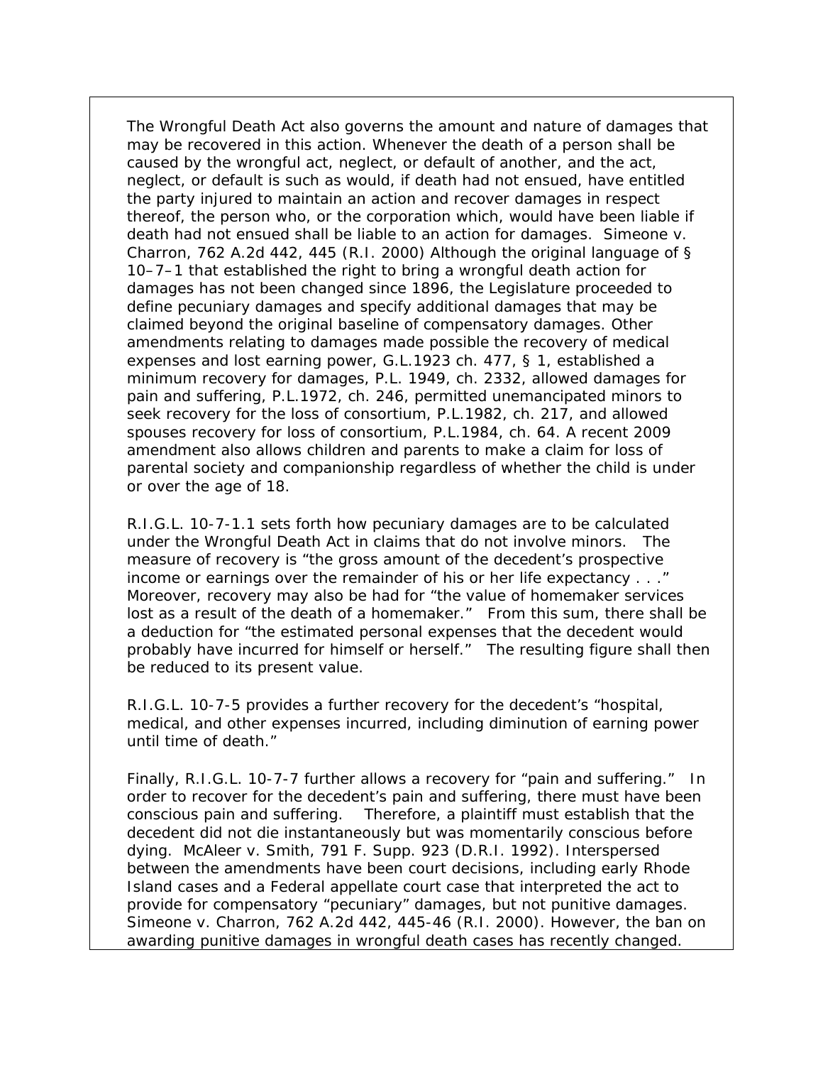The Wrongful Death Act also governs the amount and nature of damages that may be recovered in this action. Whenever the death of a person shall be caused by the wrongful act, neglect, or default of another, and the act, neglect, or default is such as would, if death had not ensued, have entitled the party injured to maintain an action and recover damages in respect thereof, the person who, or the corporation which, would have been liable if death had not ensued shall be liable to an action for damages. Simeone v. Charron, 762 A.2d 442, 445 (R.I. 2000) Although the original language of § 10–7–1 that established the right to bring a wrongful death action for damages has not been changed since 1896, the Legislature proceeded to define pecuniary damages and specify additional damages that may be claimed beyond the original baseline of compensatory damages. Other amendments relating to damages made possible the recovery of medical expenses and lost earning power, G.L.1923 ch. 477, § 1, established a minimum recovery for damages, P.L. 1949, ch. 2332, allowed damages for pain and suffering, P.L.1972, ch. 246, permitted unemancipated minors to seek recovery for the loss of consortium, P.L.1982, ch. 217, and allowed spouses recovery for loss of consortium, P.L.1984, ch. 64. A recent 2009 amendment also allows children and parents to make a claim for loss of parental society and companionship regardless of whether the child is under or over the age of 18.

R.I.G.L. 10-7-1.1 sets forth how pecuniary damages are to be calculated under the Wrongful Death Act in claims that do not involve minors. The measure of recovery is "the gross amount of the decedent's prospective income or earnings over the remainder of his or her life expectancy . . ." Moreover, recovery may also be had for "the value of homemaker services lost as a result of the death of a homemaker." From this sum, there shall be a deduction for "the estimated personal expenses that the decedent would probably have incurred for himself or herself." The resulting figure shall then be reduced to its present value.

R.I.G.L. 10-7-5 provides a further recovery for the decedent's "hospital, medical, and other expenses incurred, including diminution of earning power until time of death."

Finally, R.I.G.L. 10-7-7 further allows a recovery for "pain and suffering." In order to recover for the decedent's pain and suffering, there must have been conscious pain and suffering. Therefore, a plaintiff must establish that the decedent did not die instantaneously but was momentarily conscious before dying. McAleer v. Smith, 791 F. Supp. 923 (D.R.I. 1992). Interspersed between the amendments have been court decisions, including early Rhode Island cases and a Federal appellate court case that interpreted the act to provide for compensatory "pecuniary" damages, but not punitive damages. Simeone v. Charron, 762 A.2d 442, 445-46 (R.I. 2000). However, the ban on awarding punitive damages in wrongful death cases has recently changed.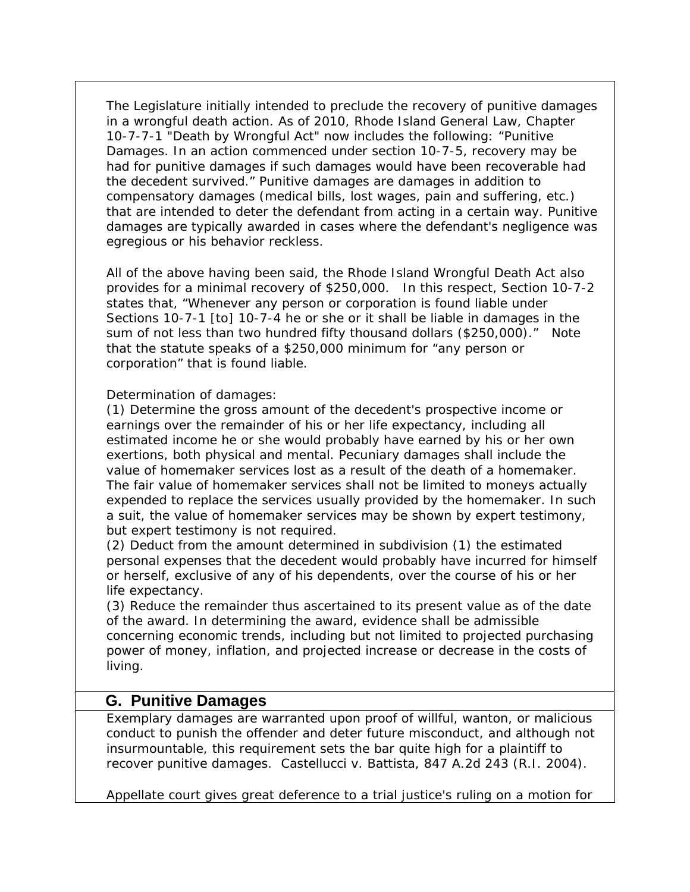The Legislature initially intended to preclude the recovery of punitive damages in a wrongful death action. As of 2010, Rhode Island General Law, Chapter 10-7-7-1 "Death by Wrongful Act" now includes the following: "Punitive Damages. In an action commenced under section 10-7-5, recovery may be had for punitive damages if such damages would have been recoverable had the decedent survived." Punitive damages are damages in addition to compensatory damages (medical bills, lost wages, pain and suffering, etc.) that are intended to deter the defendant from acting in a certain way. Punitive damages are typically awarded in cases where the defendant's negligence was egregious or his behavior reckless.

All of the above having been said, the Rhode Island Wrongful Death Act also provides for a minimal recovery of $250,000. In this respect, Section 10-7-2 states that, "Whenever any person or corporation is found liable under Sections 10-7-1 [to] 10-7-4 he or she or it shall be liable in damages in the sum of not less than two hundred fifty thousand dollars ($250,000)." Note that the statute speaks of a $250,000 minimum for "any person or corporation" that is found liable.

Determination of damages:
(1) Determine the gross amount of the decedent's prospective income or earnings over the remainder of his or her life expectancy, including all estimated income he or she would probably have earned by his or her own exertions, both physical and mental. Pecuniary damages shall include the value of homemaker services lost as a result of the death of a homemaker. The fair value of homemaker services shall not be limited to moneys actually expended to replace the services usually provided by the homemaker. In such a suit, the value of homemaker services may be shown by expert testimony, but expert testimony is not required.
(2) Deduct from the amount determined in subdivision (1) the estimated personal expenses that the decedent would probably have incurred for himself or herself, exclusive of any of his dependents, over the course of his or her life expectancy.
(3) Reduce the remainder thus ascertained to its present value as of the date of the award. In determining the award, evidence shall be admissible concerning economic trends, including but not limited to projected purchasing power of money, inflation, and projected increase or decrease in the costs of living.

## G. Punitive Damages

Exemplary damages are warranted upon proof of willful, wanton, or malicious conduct to punish the offender and deter future misconduct, and although not insurmountable, this requirement sets the bar quite high for a plaintiff to recover punitive damages. Castellucci v. Battista, 847 A.2d 243 (R.I. 2004).

Appellate court gives great deference to a trial justice's ruling on a motion for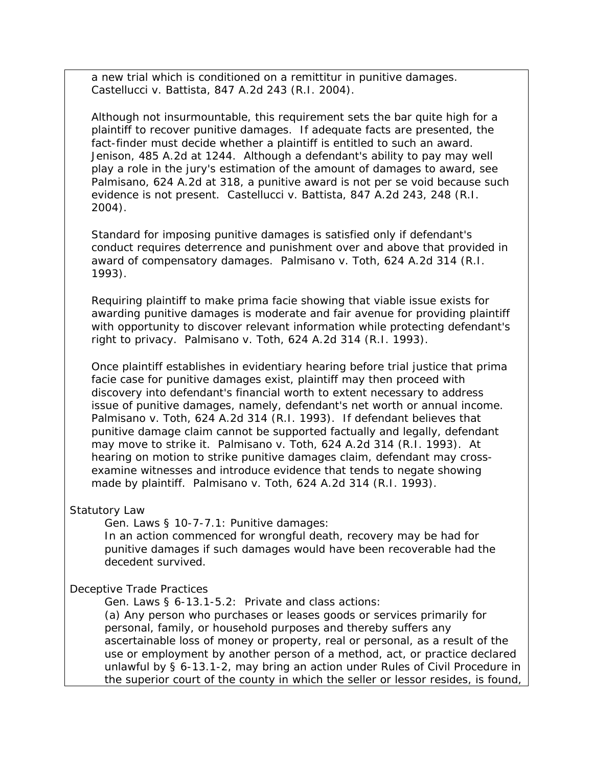a new trial which is conditioned on a remittitur in punitive damages. Castellucci v. Battista, 847 A.2d 243 (R.I. 2004).

Although not insurmountable, this requirement sets the bar quite high for a plaintiff to recover punitive damages. If adequate facts are presented, the fact-finder must decide whether a plaintiff is entitled to such an award. Jenison, 485 A.2d at 1244. Although a defendant's ability to pay may well play a role in the jury's estimation of the amount of damages to award, see Palmisano, 624 A.2d at 318, a punitive award is not per se void because such evidence is not present. Castellucci v. Battista, 847 A.2d 243, 248 (R.I. 2004).

Standard for imposing punitive damages is satisfied only if defendant's conduct requires deterrence and punishment over and above that provided in award of compensatory damages. Palmisano v. Toth, 624 A.2d 314 (R.I. 1993).

Requiring plaintiff to make prima facie showing that viable issue exists for awarding punitive damages is moderate and fair avenue for providing plaintiff with opportunity to discover relevant information while protecting defendant's right to privacy. Palmisano v. Toth, 624 A.2d 314 (R.I. 1993).

Once plaintiff establishes in evidentiary hearing before trial justice that prima facie case for punitive damages exist, plaintiff may then proceed with discovery into defendant's financial worth to extent necessary to address issue of punitive damages, namely, defendant's net worth or annual income. Palmisano v. Toth, 624 A.2d 314 (R.I. 1993). If defendant believes that punitive damage claim cannot be supported factually and legally, defendant may move to strike it. Palmisano v. Toth, 624 A.2d 314 (R.I. 1993). At hearing on motion to strike punitive damages claim, defendant may cross-examine witnesses and introduce evidence that tends to negate showing made by plaintiff. Palmisano v. Toth, 624 A.2d 314 (R.I. 1993).

Statutory Law

Gen. Laws § 10-7-7.1: Punitive damages:
In an action commenced for wrongful death, recovery may be had for punitive damages if such damages would have been recoverable had the decedent survived.

Deceptive Trade Practices

Gen. Laws § 6-13.1-5.2: Private and class actions:
(a) Any person who purchases or leases goods or services primarily for personal, family, or household purposes and thereby suffers any ascertainable loss of money or property, real or personal, as a result of the use or employment by another person of a method, act, or practice declared unlawful by § 6-13.1-2, may bring an action under Rules of Civil Procedure in the superior court of the county in which the seller or lessor resides, is found,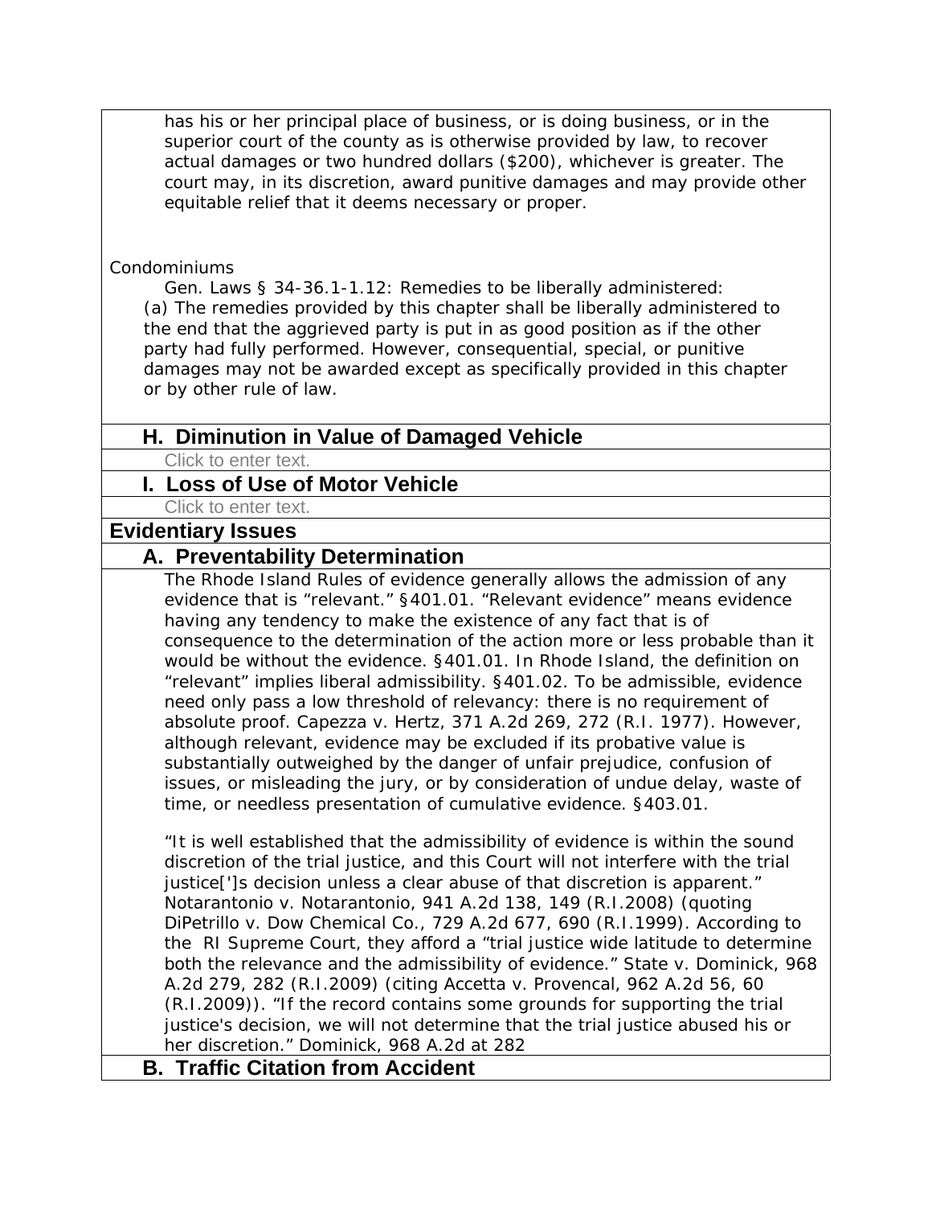has his or her principal place of business, or is doing business, or in the superior court of the county as is otherwise provided by law, to recover actual damages or two hundred dollars ($200), whichever is greater. The court may, in its discretion, award punitive damages and may provide other equitable relief that it deems necessary or proper.

Condominiums

Gen. Laws § 34-36.1-1.12: Remedies to be liberally administered:

(a) The remedies provided by this chapter shall be liberally administered to the end that the aggrieved party is put in as good position as if the other party had fully performed. However, consequential, special, or punitive damages may not be awarded except as specifically provided in this chapter or by other rule of law.

### H. Diminution in Value of Damaged Vehicle

Click to enter text.

### I. Loss of Use of Motor Vehicle

Click to enter text.

## Evidentiary Issues

### A. Preventability Determination

The Rhode Island Rules of evidence generally allows the admission of any evidence that is "relevant." §401.01. "Relevant evidence" means evidence having any tendency to make the existence of any fact that is of consequence to the determination of the action more or less probable than it would be without the evidence. §401.01. In Rhode Island, the definition on "relevant" implies liberal admissibility. §401.02. To be admissible, evidence need only pass a low threshold of relevancy: there is no requirement of absolute proof. Capezza v. Hertz, 371 A.2d 269, 272 (R.I. 1977). However, although relevant, evidence may be excluded if its probative value is substantially outweighed by the danger of unfair prejudice, confusion of issues, or misleading the jury, or by consideration of undue delay, waste of time, or needless presentation of cumulative evidence. §403.01.

"It is well established that the admissibility of evidence is within the sound discretion of the trial justice, and this Court will not interfere with the trial justice[']s decision unless a clear abuse of that discretion is apparent." Notarantonio v. Notarantonio, 941 A.2d 138, 149 (R.I.2008) (quoting DiPetrillo v. Dow Chemical Co., 729 A.2d 677, 690 (R.I.1999). According to the RI Supreme Court, they afford a "trial justice wide latitude to determine both the relevance and the admissibility of evidence." State v. Dominick, 968 A.2d 279, 282 (R.I.2009) (citing Accetta v. Provencal, 962 A.2d 56, 60 (R.I.2009)). "If the record contains some grounds for supporting the trial justice's decision, we will not determine that the trial justice abused his or her discretion." Dominick, 968 A.2d at 282

### B. Traffic Citation from Accident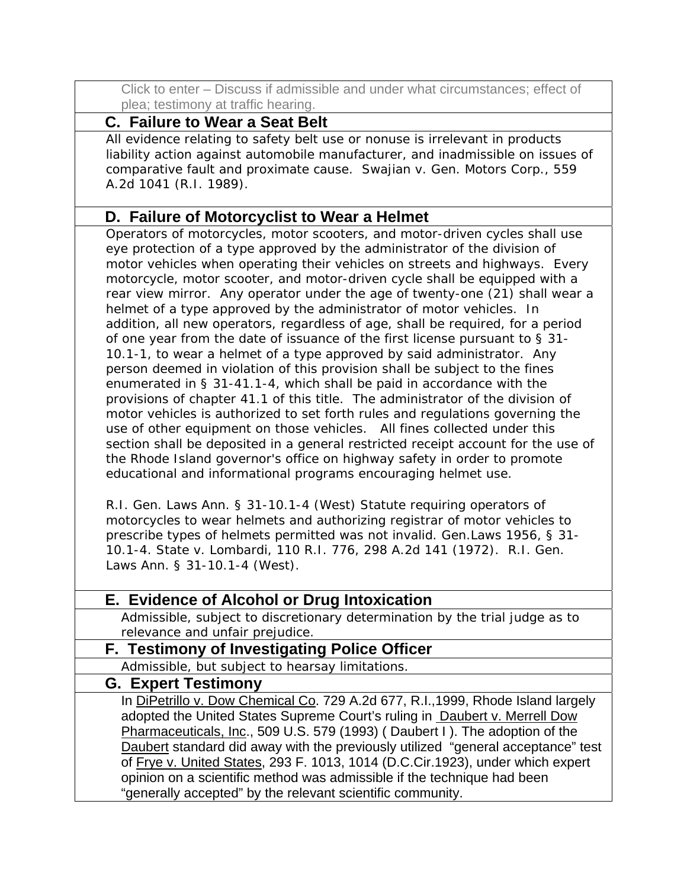Click to enter – Discuss if admissible and under what circumstances; effect of plea; testimony at traffic hearing.

### C. Failure to Wear a Seat Belt

All evidence relating to safety belt use or nonuse is irrelevant in products liability action against automobile manufacturer, and inadmissible on issues of comparative fault and proximate cause. Swajian v. Gen. Motors Corp., 559 A.2d 1041 (R.I. 1989).

### D. Failure of Motorcyclist to Wear a Helmet

Operators of motorcycles, motor scooters, and motor-driven cycles shall use eye protection of a type approved by the administrator of the division of motor vehicles when operating their vehicles on streets and highways. Every motorcycle, motor scooter, and motor-driven cycle shall be equipped with a rear view mirror. Any operator under the age of twenty-one (21) shall wear a helmet of a type approved by the administrator of motor vehicles. In addition, all new operators, regardless of age, shall be required, for a period of one year from the date of issuance of the first license pursuant to § 31-10.1-1, to wear a helmet of a type approved by said administrator. Any person deemed in violation of this provision shall be subject to the fines enumerated in § 31-41.1-4, which shall be paid in accordance with the provisions of chapter 41.1 of this title. The administrator of the division of motor vehicles is authorized to set forth rules and regulations governing the use of other equipment on those vehicles. All fines collected under this section shall be deposited in a general restricted receipt account for the use of the Rhode Island governor's office on highway safety in order to promote educational and informational programs encouraging helmet use.

R.I. Gen. Laws Ann. § 31-10.1-4 (West) Statute requiring operators of motorcycles to wear helmets and authorizing registrar of motor vehicles to prescribe types of helmets permitted was not invalid. Gen.Laws 1956, § 31-10.1-4. State v. Lombardi, 110 R.I. 776, 298 A.2d 141 (1972). R.I. Gen. Laws Ann. § 31-10.1-4 (West).

### E. Evidence of Alcohol or Drug Intoxication

Admissible, subject to discretionary determination by the trial judge as to relevance and unfair prejudice.

### F. Testimony of Investigating Police Officer

Admissible, but subject to hearsay limitations.

### G. Expert Testimony

In DiPetrillo v. Dow Chemical Co. 729 A.2d 677, R.I.,1999, Rhode Island largely adopted the United States Supreme Court's ruling in Daubert v. Merrell Dow Pharmaceuticals, Inc., 509 U.S. 579 (1993) ( Daubert I ). The adoption of the Daubert standard did away with the previously utilized "general acceptance" test of Frye v. United States, 293 F. 1013, 1014 (D.C.Cir.1923), under which expert opinion on a scientific method was admissible if the technique had been "generally accepted" by the relevant scientific community.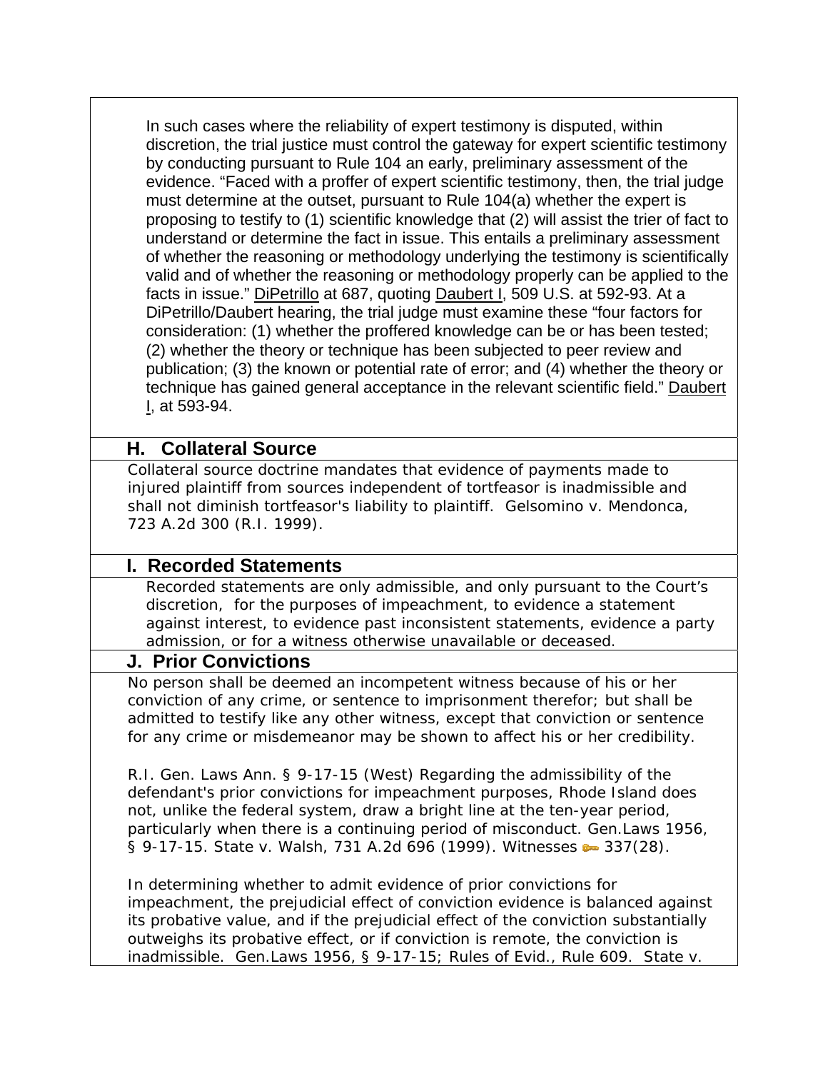In such cases where the reliability of expert testimony is disputed, within discretion, the trial justice must control the gateway for expert scientific testimony by conducting pursuant to Rule 104 an early, preliminary assessment of the evidence. "Faced with a proffer of expert scientific testimony, then, the trial judge must determine at the outset, pursuant to Rule 104(a) whether the expert is proposing to testify to (1) scientific knowledge that (2) will assist the trier of fact to understand or determine the fact in issue. This entails a preliminary assessment of whether the reasoning or methodology underlying the testimony is scientifically valid and of whether the reasoning or methodology properly can be applied to the facts in issue." DiPetrillo at 687, quoting Daubert I, 509 U.S. at 592-93. At a DiPetrillo/Daubert hearing, the trial judge must examine these "four factors for consideration: (1) whether the proffered knowledge can be or has been tested; (2) whether the theory or technique has been subjected to peer review and publication; (3) the known or potential rate of error; and (4) whether the theory or technique has gained general acceptance in the relevant scientific field." Daubert I, at 593-94.

## H. Collateral Source

Collateral source doctrine mandates that evidence of payments made to injured plaintiff from sources independent of tortfeasor is inadmissible and shall not diminish tortfeasor's liability to plaintiff. Gelsomino v. Mendonca, 723 A.2d 300 (R.I. 1999).

## I. Recorded Statements

Recorded statements are only admissible, and only pursuant to the Court's discretion, for the purposes of impeachment, to evidence a statement against interest, to evidence past inconsistent statements, evidence a party admission, or for a witness otherwise unavailable or deceased.

## J. Prior Convictions

No person shall be deemed an incompetent witness because of his or her conviction of any crime, or sentence to imprisonment therefor; but shall be admitted to testify like any other witness, except that conviction or sentence for any crime or misdemeanor may be shown to affect his or her credibility.

R.I. Gen. Laws Ann. § 9-17-15 (West) Regarding the admissibility of the defendant's prior convictions for impeachment purposes, Rhode Island does not, unlike the federal system, draw a bright line at the ten-year period, particularly when there is a continuing period of misconduct. Gen.Laws 1956, § 9-17-15. State v. Walsh, 731 A.2d 696 (1999). Witnesses 337(28).

In determining whether to admit evidence of prior convictions for impeachment, the prejudicial effect of conviction evidence is balanced against its probative value, and if the prejudicial effect of the conviction substantially outweighs its probative effect, or if conviction is remote, the conviction is inadmissible. Gen.Laws 1956, § 9-17-15; Rules of Evid., Rule 609. State v.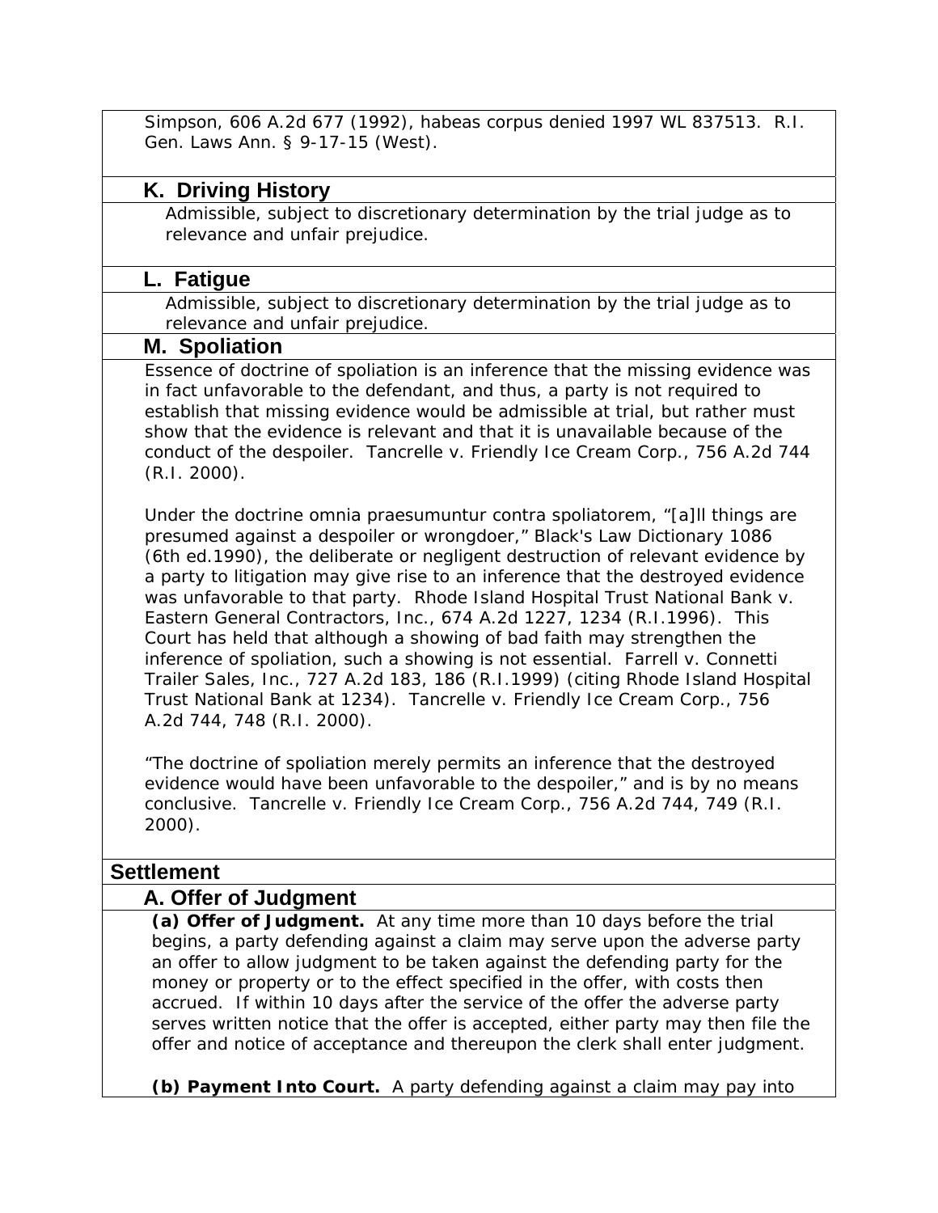Simpson, 606 A.2d 677 (1992), habeas corpus denied 1997 WL 837513. R.I. Gen. Laws Ann. § 9-17-15 (West).

### K. Driving History

Admissible, subject to discretionary determination by the trial judge as to relevance and unfair prejudice.

### L. Fatigue

Admissible, subject to discretionary determination by the trial judge as to relevance and unfair prejudice.

### M. Spoliation

Essence of doctrine of spoliation is an inference that the missing evidence was in fact unfavorable to the defendant, and thus, a party is not required to establish that missing evidence would be admissible at trial, but rather must show that the evidence is relevant and that it is unavailable because of the conduct of the despoiler. Tancrelle v. Friendly Ice Cream Corp., 756 A.2d 744 (R.I. 2000).

Under the doctrine omnia praesumuntur contra spoliatorem, "[a]ll things are presumed against a despoiler or wrongdoer," Black's Law Dictionary 1086 (6th ed.1990), the deliberate or negligent destruction of relevant evidence by a party to litigation may give rise to an inference that the destroyed evidence was unfavorable to that party. Rhode Island Hospital Trust National Bank v. Eastern General Contractors, Inc., 674 A.2d 1227, 1234 (R.I.1996). This Court has held that although a showing of bad faith may strengthen the inference of spoliation, such a showing is not essential. Farrell v. Connetti Trailer Sales, Inc., 727 A.2d 183, 186 (R.I.1999) (citing Rhode Island Hospital Trust National Bank at 1234). Tancrelle v. Friendly Ice Cream Corp., 756 A.2d 744, 748 (R.I. 2000).

"The doctrine of spoliation merely permits an inference that the destroyed evidence would have been unfavorable to the despoiler," and is by no means conclusive. Tancrelle v. Friendly Ice Cream Corp., 756 A.2d 744, 749 (R.I. 2000).

## Settlement

### A. Offer of Judgment

**(a) Offer of Judgment.** At any time more than 10 days before the trial begins, a party defending against a claim may serve upon the adverse party an offer to allow judgment to be taken against the defending party for the money or property or to the effect specified in the offer, with costs then accrued. If within 10 days after the service of the offer the adverse party serves written notice that the offer is accepted, either party may then file the offer and notice of acceptance and thereupon the clerk shall enter judgment.

**(b) Payment Into Court.** A party defending against a claim may pay into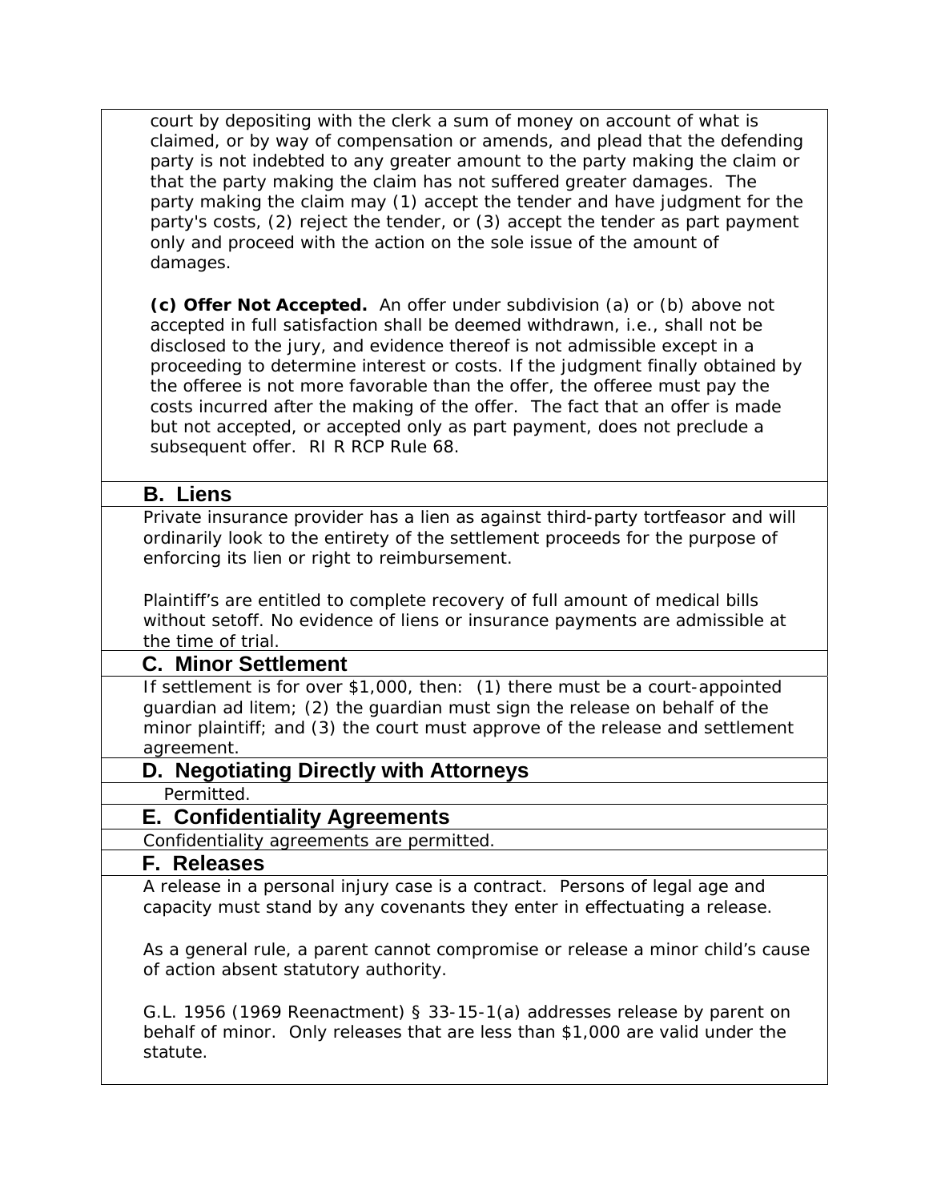court by depositing with the clerk a sum of money on account of what is claimed, or by way of compensation or amends, and plead that the defending party is not indebted to any greater amount to the party making the claim or that the party making the claim has not suffered greater damages. The party making the claim may (1) accept the tender and have judgment for the party's costs, (2) reject the tender, or (3) accept the tender as part payment only and proceed with the action on the sole issue of the amount of damages.

**(c) Offer Not Accepted.** An offer under subdivision (a) or (b) above not accepted in full satisfaction shall be deemed withdrawn, i.e., shall not be disclosed to the jury, and evidence thereof is not admissible except in a proceeding to determine interest or costs. If the judgment finally obtained by the offeree is not more favorable than the offer, the offeree must pay the costs incurred after the making of the offer. The fact that an offer is made but not accepted, or accepted only as part payment, does not preclude a subsequent offer. RI R RCP Rule 68.

### B. Liens

Private insurance provider has a lien as against third-party tortfeasor and will ordinarily look to the entirety of the settlement proceeds for the purpose of enforcing its lien or right to reimbursement.

Plaintiff's are entitled to complete recovery of full amount of medical bills without setoff. No evidence of liens or insurance payments are admissible at the time of trial.

### C. Minor Settlement

If settlement is for over $1,000, then: (1) there must be a court-appointed guardian ad litem; (2) the guardian must sign the release on behalf of the minor plaintiff; and (3) the court must approve of the release and settlement agreement.

### D. Negotiating Directly with Attorneys

Permitted.

### E. Confidentiality Agreements

Confidentiality agreements are permitted.

### F. Releases

A release in a personal injury case is a contract. Persons of legal age and capacity must stand by any covenants they enter in effectuating a release.

As a general rule, a parent cannot compromise or release a minor child's cause of action absent statutory authority.

G.L. 1956 (1969 Reenactment) § 33-15-1(a) addresses release by parent on behalf of minor. Only releases that are less than $1,000 are valid under the statute.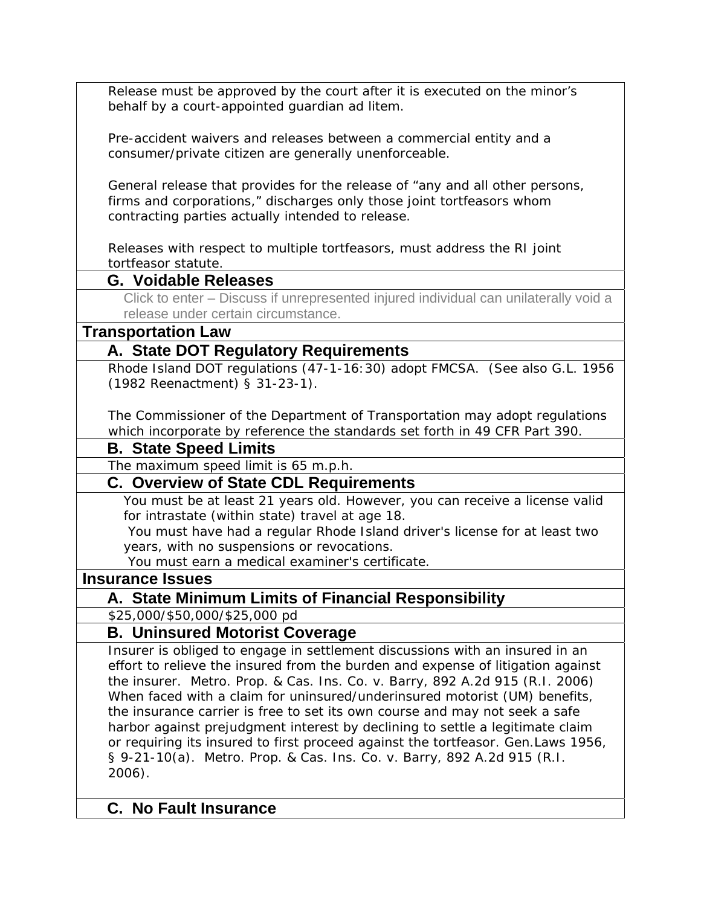Release must be approved by the court after it is executed on the minor's behalf by a court-appointed guardian ad litem.

Pre-accident waivers and releases between a commercial entity and a consumer/private citizen are generally unenforceable.

General release that provides for the release of "any and all other persons, firms and corporations," discharges only those joint tortfeasors whom contracting parties actually intended to release.

Releases with respect to multiple tortfeasors, must address the RI joint tortfeasor statute.

### G. Voidable Releases

Click to enter – Discuss if unrepresented injured individual can unilaterally void a release under certain circumstance.

## Transportation Law

### A. State DOT Regulatory Requirements

Rhode Island DOT regulations (47-1-16:30) adopt FMCSA. (See also G.L. 1956 (1982 Reenactment) § 31-23-1).

The Commissioner of the Department of Transportation may adopt regulations which incorporate by reference the standards set forth in 49 CFR Part 390.

### B. State Speed Limits

The maximum speed limit is 65 m.p.h.

### C. Overview of State CDL Requirements

You must be at least 21 years old. However, you can receive a license valid for intrastate (within state) travel at age 18.

You must have had a regular Rhode Island driver's license for at least two years, with no suspensions or revocations.

You must earn a medical examiner's certificate.

## Insurance Issues

### A. State Minimum Limits of Financial Responsibility

$25,000/$50,000/$25,000 pd

### B. Uninsured Motorist Coverage

Insurer is obliged to engage in settlement discussions with an insured in an effort to relieve the insured from the burden and expense of litigation against the insurer. Metro. Prop. & Cas. Ins. Co. v. Barry, 892 A.2d 915 (R.I. 2006) When faced with a claim for uninsured/underinsured motorist (UM) benefits, the insurance carrier is free to set its own course and may not seek a safe harbor against prejudgment interest by declining to settle a legitimate claim or requiring its insured to first proceed against the tortfeasor. Gen.Laws 1956, § 9-21-10(a). Metro. Prop. & Cas. Ins. Co. v. Barry, 892 A.2d 915 (R.I. 2006).

### C. No Fault Insurance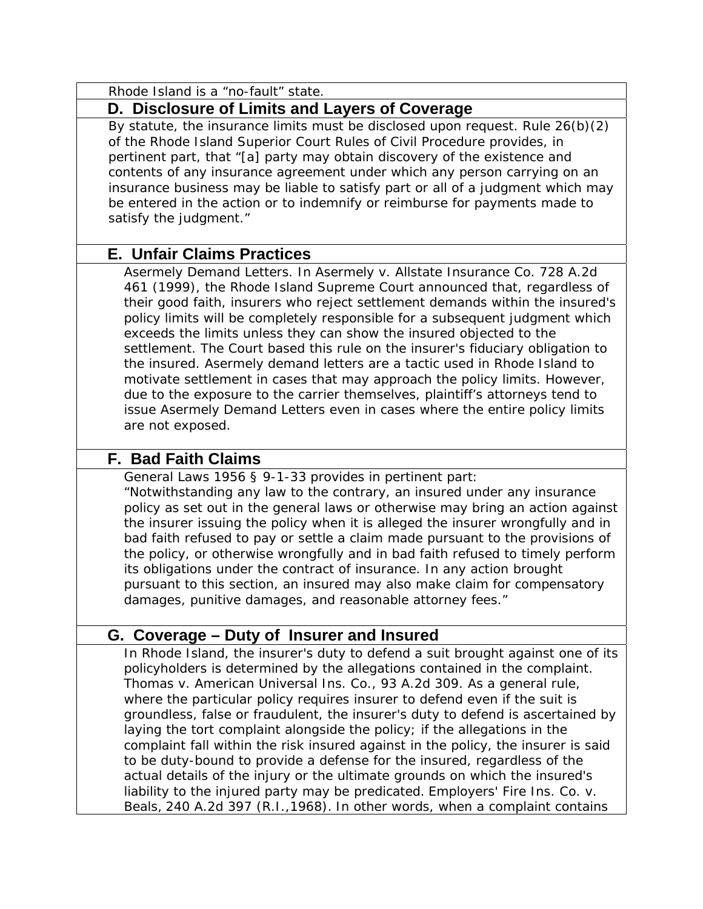Rhode Island is a “no-fault” state.

## D. Disclosure of Limits and Layers of Coverage

By statute, the insurance limits must be disclosed upon request. Rule 26(b)(2) of the Rhode Island Superior Court Rules of Civil Procedure provides, in pertinent part, that “[a] party may obtain discovery of the existence and contents of any insurance agreement under which any person carrying on an insurance business may be liable to satisfy part or all of a judgment which may be entered in the action or to indemnify or reimburse for payments made to satisfy the judgment.”

## E. Unfair Claims Practices

Asermely Demand Letters. In Asermely v. Allstate Insurance Co. 728 A.2d 461 (1999), the Rhode Island Supreme Court announced that, regardless of their good faith, insurers who reject settlement demands within the insured's policy limits will be completely responsible for a subsequent judgment which exceeds the limits unless they can show the insured objected to the settlement. The Court based this rule on the insurer's fiduciary obligation to the insured. Asermely demand letters are a tactic used in Rhode Island to motivate settlement in cases that may approach the policy limits. However, due to the exposure to the carrier themselves, plaintiff’s attorneys tend to issue Asermely Demand Letters even in cases where the entire policy limits are not exposed.

## F. Bad Faith Claims

General Laws 1956 § 9-1-33 provides in pertinent part:

“Notwithstanding any law to the contrary, an insured under any insurance policy as set out in the general laws or otherwise may bring an action against the insurer issuing the policy when it is alleged the insurer wrongfully and in bad faith refused to pay or settle a claim made pursuant to the provisions of the policy, or otherwise wrongfully and in bad faith refused to timely perform its obligations under the contract of insurance. In any action brought pursuant to this section, an insured may also make claim for compensatory damages, punitive damages, and reasonable attorney fees.”

## G. Coverage – Duty of Insurer and Insured

In Rhode Island, the insurer's duty to defend a suit brought against one of its policyholders is determined by the allegations contained in the complaint. Thomas v. American Universal Ins. Co., 93 A.2d 309. As a general rule, where the particular policy requires insurer to defend even if the suit is groundless, false or fraudulent, the insurer's duty to defend is ascertained by laying the tort complaint alongside the policy; if the allegations in the complaint fall within the risk insured against in the policy, the insurer is said to be duty-bound to provide a defense for the insured, regardless of the actual details of the injury or the ultimate grounds on which the insured's liability to the injured party may be predicated. Employers' Fire Ins. Co. v. Beals, 240 A.2d 397 (R.I.,1968). In other words, when a complaint contains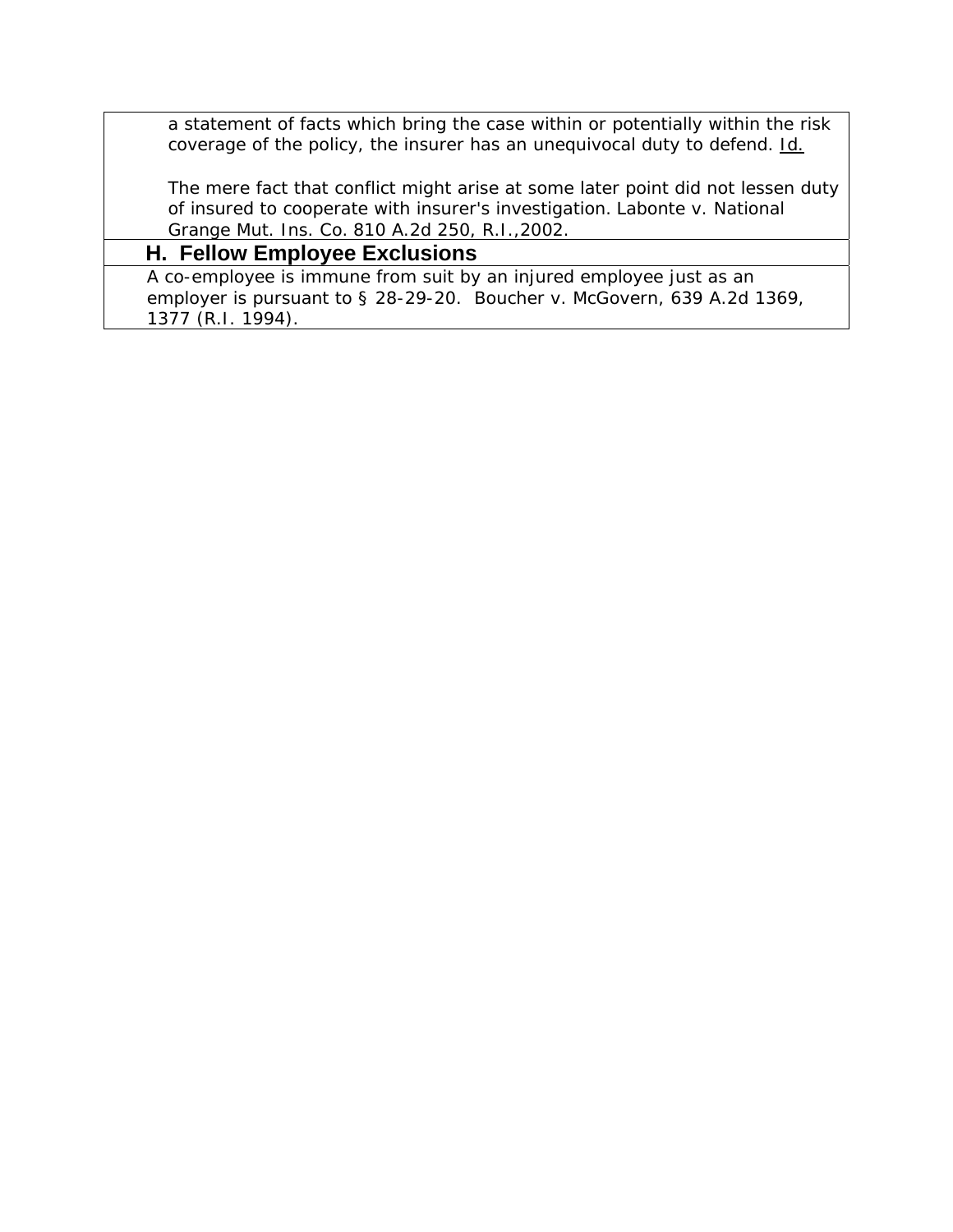a statement of facts which bring the case within or potentially within the risk coverage of the policy, the insurer has an unequivocal duty to defend. Id.

The mere fact that conflict might arise at some later point did not lessen duty of insured to cooperate with insurer's investigation. Labonte v. National Grange Mut. Ins. Co. 810 A.2d 250, R.I.,2002.

## H. Fellow Employee Exclusions

A co-employee is immune from suit by an injured employee just as an employer is pursuant to § 28-29-20. Boucher v. McGovern, 639 A.2d 1369, 1377 (R.I. 1994).